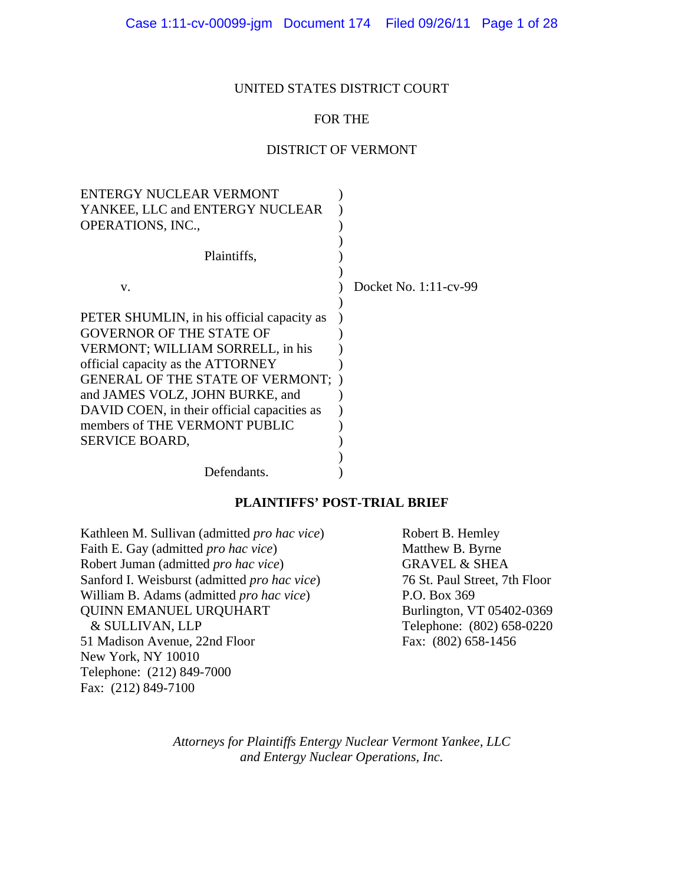UNITED STATES DISTRICT COURT

FOR THE

DISTRICT OF VERMONT

| | | |
|---|---|---|
| ENTERGY NUCLEAR VERMONT YANKEE, LLC and ENTERGY NUCLEAR OPERATIONS, INC., | ) | |
| Plaintiffs, | ) | |
| v. | ) | Docket No. 1:11-cv-99 |
| PETER SHUMLIN, in his official capacity as GOVERNOR OF THE STATE OF VERMONT; WILLIAM SORRELL, in his official capacity as the ATTORNEY GENERAL OF THE STATE OF VERMONT; and JAMES VOLZ, JOHN BURKE, and DAVID COEN, in their official capacities as members of THE VERMONT PUBLIC SERVICE BOARD, | ) | |
| Defendants. | ) | |

**PLAINTIFFS' POST-TRIAL BRIEF**

Kathleen M. Sullivan (admitted *pro hac vice*)
Faith E. Gay (admitted *pro hac vice*)
Robert Juman (admitted *pro hac vice*)
Sanford I. Weisburst (admitted *pro hac vice*)
William B. Adams (admitted *pro hac vice*)
QUINN EMANUEL URQUHART & SULLIVAN, LLP
51 Madison Avenue, 22nd Floor
New York, NY 10010
Telephone: (212) 849-7000
Fax: (212) 849-7100

Robert B. Hemley
Matthew B. Byrne
GRAVEL & SHEA
76 St. Paul Street, 7th Floor
P.O. Box 369
Burlington, VT 05402-0369
Telephone: (802) 658-0220
Fax: (802) 658-1456

*Attorneys for Plaintiffs Entergy Nuclear Vermont Yankee, LLC and Entergy Nuclear Operations, Inc.*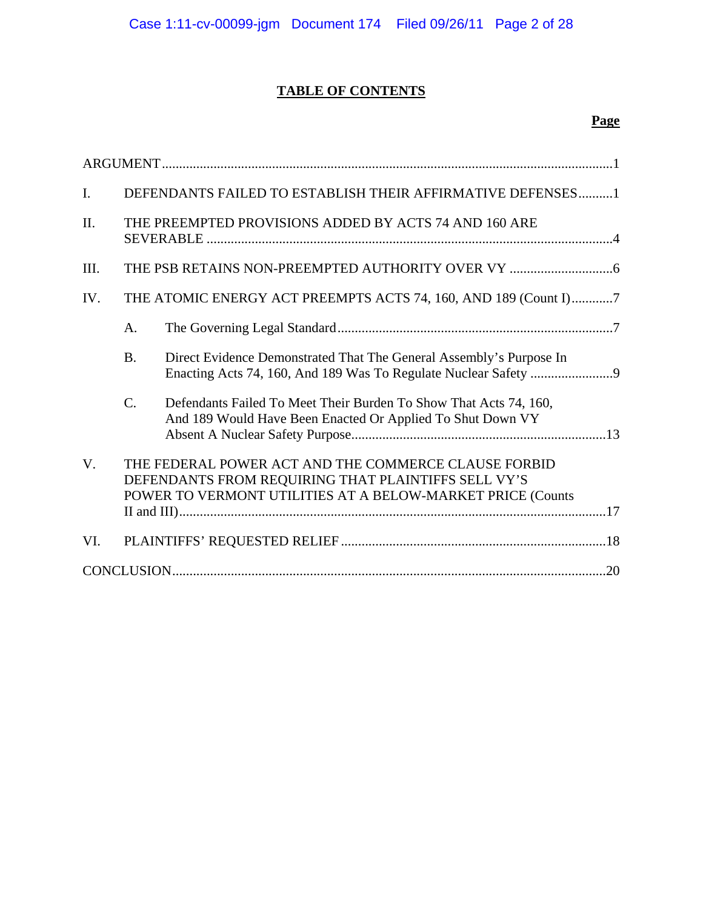# TABLE OF CONTENTS

| | | Page |
|---|---|---|
| ARGUMENT | | 1 |
| I. | DEFENDANTS FAILED TO ESTABLISH THEIR AFFIRMATIVE DEFENSES | 1 |
| II. | THE PREEMPTED PROVISIONS ADDED BY ACTS 74 AND 160 ARE SEVERABLE | 4 |
| III. | THE PSB RETAINS NON-PREEMPTED AUTHORITY OVER VY | 6 |
| IV. | THE ATOMIC ENERGY ACT PREEMPTS ACTS 74, 160, AND 189 (Count I) | 7 |
| | A. The Governing Legal Standard | 7 |
| | B. Direct Evidence Demonstrated That The General Assembly's Purpose In Enacting Acts 74, 160, And 189 Was To Regulate Nuclear Safety | 9 |
| | C. Defendants Failed To Meet Their Burden To Show That Acts 74, 160, And 189 Would Have Been Enacted Or Applied To Shut Down VY Absent A Nuclear Safety Purpose | 13 |
| V. | THE FEDERAL POWER ACT AND THE COMMERCE CLAUSE FORBID DEFENDANTS FROM REQUIRING THAT PLAINTIFFS SELL VY'S POWER TO VERMONT UTILITIES AT A BELOW-MARKET PRICE (Counts II and III) | 17 |
| VI. | PLAINTIFFS' REQUESTED RELIEF | 18 |
| CONCLUSION | | 20 |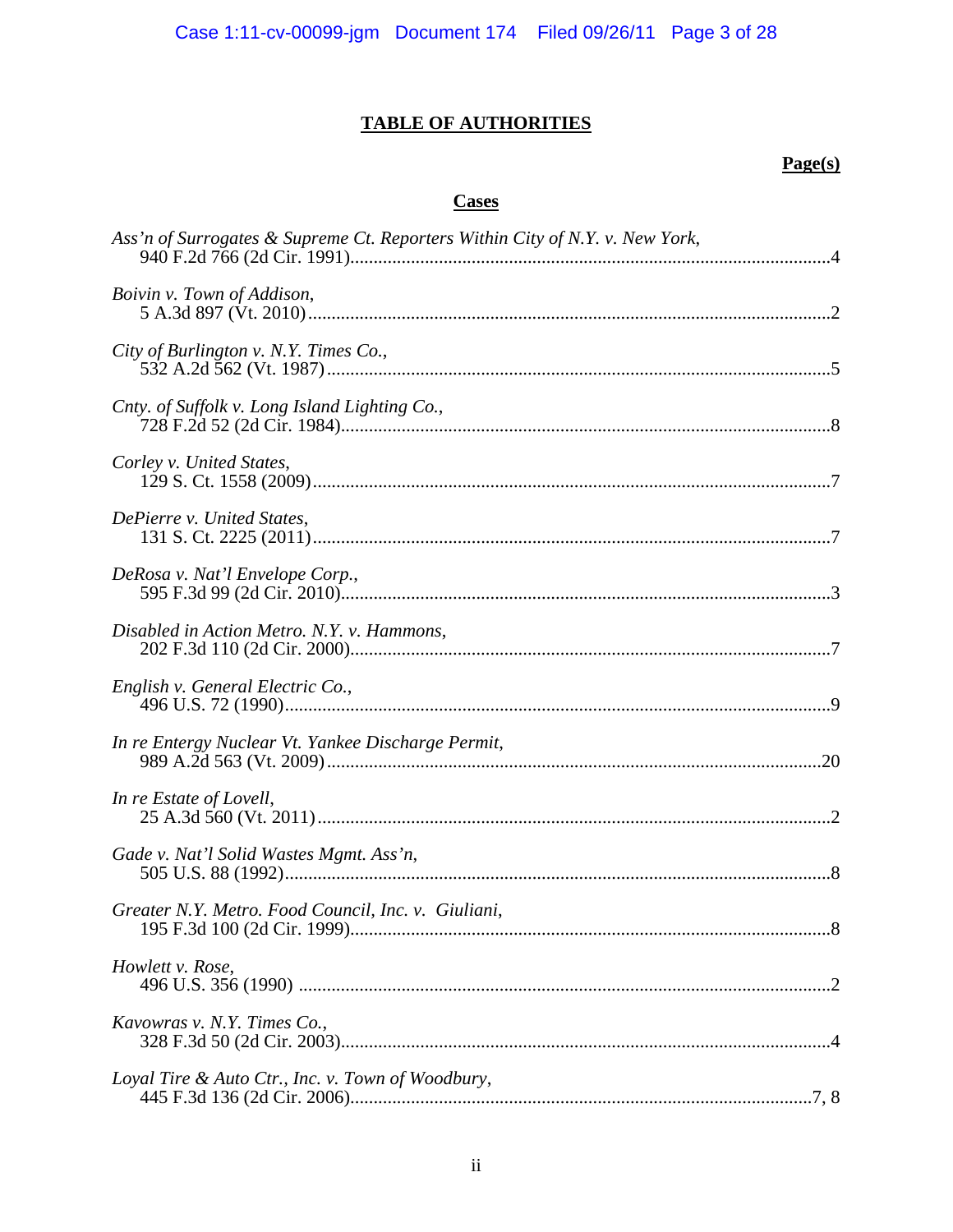# TABLE OF AUTHORITIES

**Page(s)**

## Cases

*Ass'n of Surrogates & Supreme Ct. Reporters Within City of N.Y. v. New York*, 940 F.2d 766 (2d Cir. 1991) ........ 4

*Boivin v. Town of Addison*, 5 A.3d 897 (Vt. 2010) ........ 2

*City of Burlington v. N.Y. Times Co.*, 532 A.2d 562 (Vt. 1987) ........ 5

*Cnty. of Suffolk v. Long Island Lighting Co.*, 728 F.2d 52 (2d Cir. 1984) ........ 8

*Corley v. United States*, 129 S. Ct. 1558 (2009) ........ 7

*DePierre v. United States*, 131 S. Ct. 2225 (2011) ........ 7

*DeRosa v. Nat'l Envelope Corp.*, 595 F.3d 99 (2d Cir. 2010) ........ 3

*Disabled in Action Metro. N.Y. v. Hammons*, 202 F.3d 110 (2d Cir. 2000) ........ 7

*English v. General Electric Co.*, 496 U.S. 72 (1990) ........ 9

*In re Entergy Nuclear Vt. Yankee Discharge Permit*, 989 A.2d 563 (Vt. 2009) ........ 20

*In re Estate of Lovell*, 25 A.3d 560 (Vt. 2011) ........ 2

*Gade v. Nat'l Solid Wastes Mgmt. Ass'n*, 505 U.S. 88 (1992) ........ 8

*Greater N.Y. Metro. Food Council, Inc. v. Giuliani*, 195 F.3d 100 (2d Cir. 1999) ........ 8

*Howlett v. Rose*, 496 U.S. 356 (1990) ........ 2

*Kavowras v. N.Y. Times Co.*, 328 F.3d 50 (2d Cir. 2003) ........ 4

*Loyal Tire & Auto Ctr., Inc. v. Town of Woodbury*, 445 F.3d 136 (2d Cir. 2006) ........ 7, 8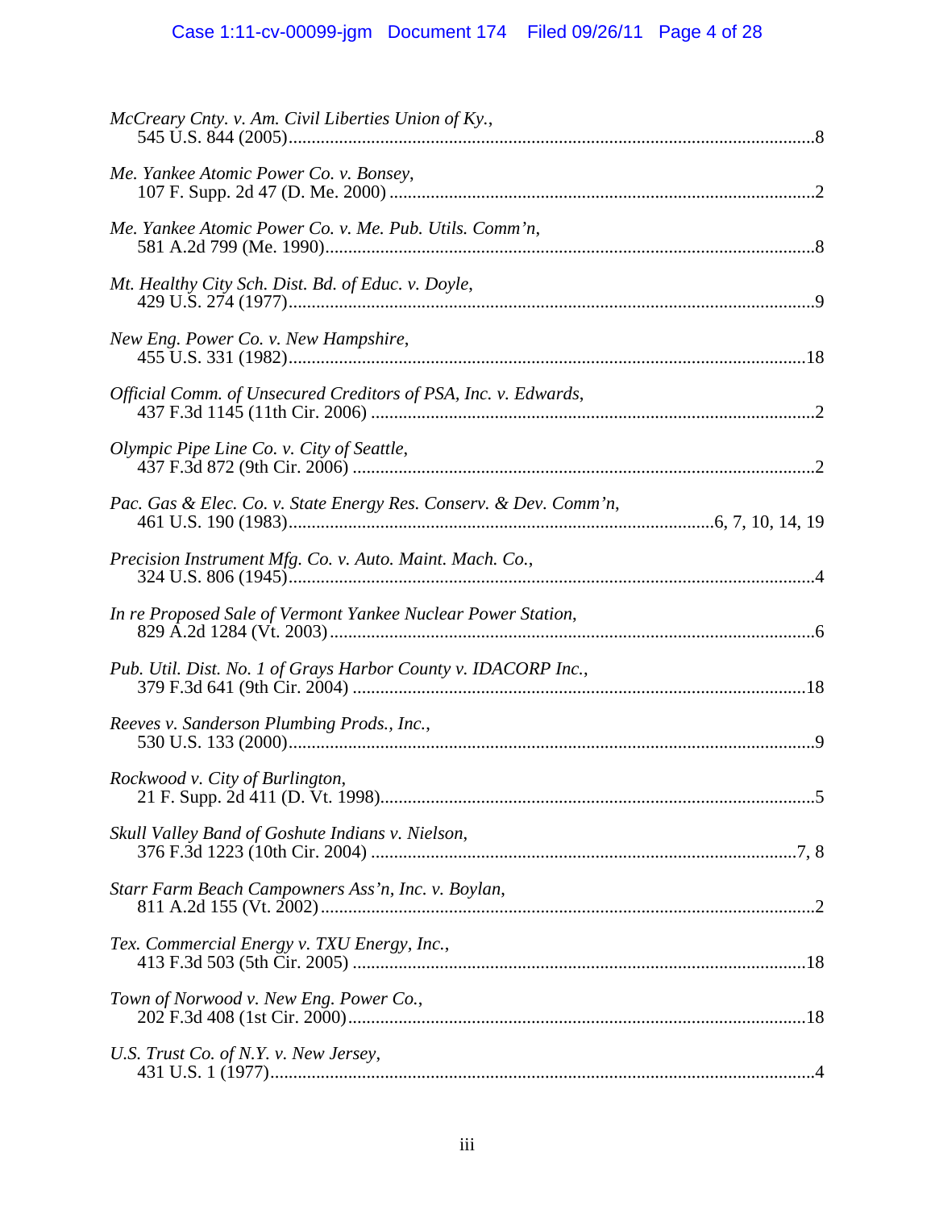*McCreary Cnty. v. Am. Civil Liberties Union of Ky.*,
545 U.S. 844 (2005)....................................................................................................8

*Me. Yankee Atomic Power Co. v. Bonsey*,
107 F. Supp. 2d 47 (D. Me. 2000) ..............................................................................2

*Me. Yankee Atomic Power Co. v. Me. Pub. Utils. Comm'n*,
581 A.2d 799 (Me. 1990)............................................................................................8

*Mt. Healthy City Sch. Dist. Bd. of Educ. v. Doyle*,
429 U.S. 274 (1977)....................................................................................................9

*New Eng. Power Co. v. New Hampshire*,
455 U.S. 331 (1982)..................................................................................................18

*Official Comm. of Unsecured Creditors of PSA, Inc. v. Edwards*,
437 F.3d 1145 (11th Cir. 2006) ..................................................................................2

*Olympic Pipe Line Co. v. City of Seattle*,
437 F.3d 872 (9th Cir. 2006) ......................................................................................2

*Pac. Gas & Elec. Co. v. State Energy Res. Conserv. & Dev. Comm'n*,
461 U.S. 190 (1983)..............................................................................6, 7, 10, 14, 19

*Precision Instrument Mfg. Co. v. Auto. Maint. Mach. Co.*,
324 U.S. 806 (1945)....................................................................................................4

*In re Proposed Sale of Vermont Yankee Nuclear Power Station*,
829 A.2d 1284 (Vt. 2003)...........................................................................................6

*Pub. Util. Dist. No. 1 of Grays Harbor County v. IDACORP Inc.*,
379 F.3d 641 (9th Cir. 2004) ....................................................................................18

*Reeves v. Sanderson Plumbing Prods., Inc.*,
530 U.S. 133 (2000)....................................................................................................9

*Rockwood v. City of Burlington*,
21 F. Supp. 2d 411 (D. Vt. 1998)................................................................................5

*Skull Valley Band of Goshute Indians v. Nielson*,
376 F.3d 1223 (10th Cir. 2004) ...............................................................................7, 8

*Starr Farm Beach Campowners Ass'n, Inc. v. Boylan*,
811 A.2d 155 (Vt. 2002).............................................................................................2

*Tex. Commercial Energy v. TXU Energy, Inc.*,
413 F.3d 503 (5th Cir. 2005) ....................................................................................18

*Town of Norwood v. New Eng. Power Co.*,
202 F.3d 408 (1st Cir. 2000).....................................................................................18

*U.S. Trust Co. of N.Y. v. New Jersey*,
431 U.S. 1 (1977)........................................................................................................4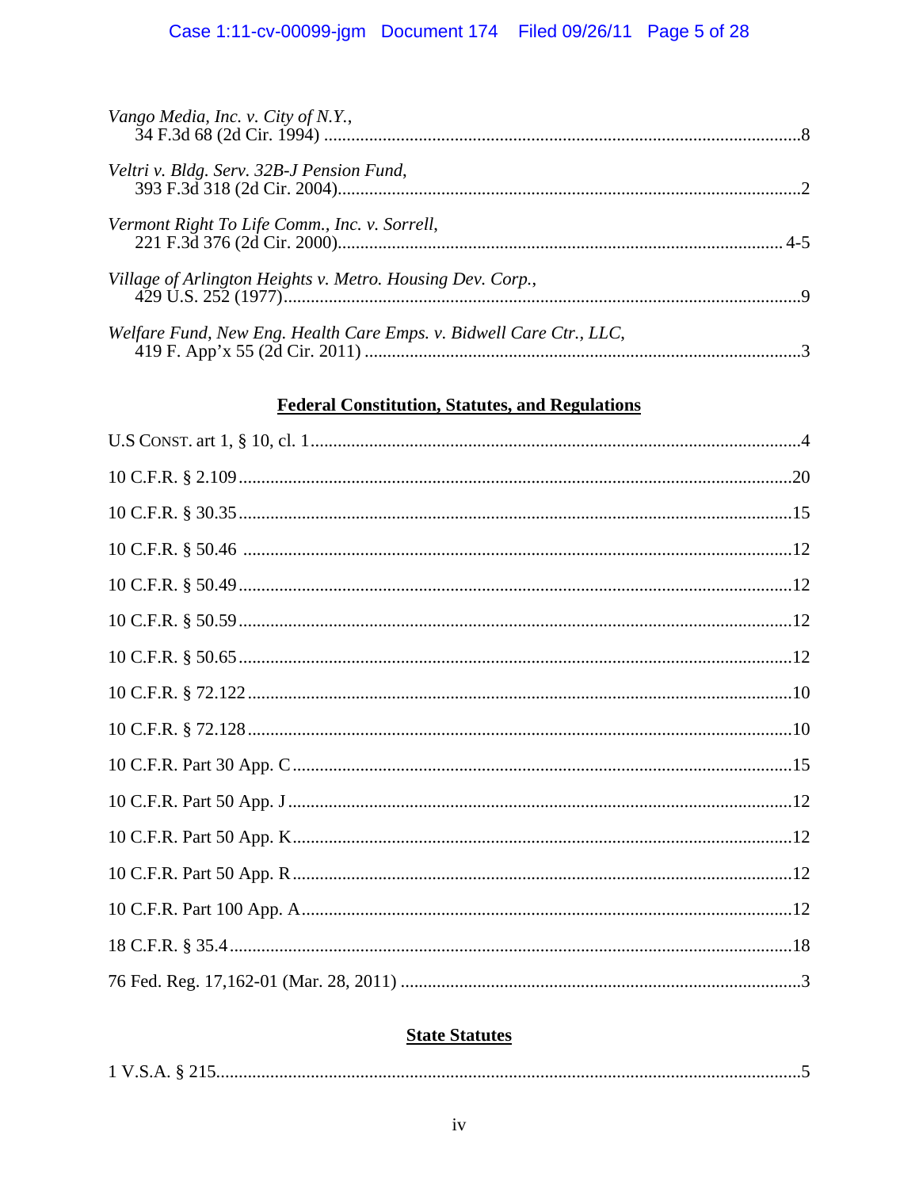*Vango Media, Inc. v. City of N.Y.*,
34 F.3d 68 (2d Cir. 1994) ....................................................................................................8

*Veltri v. Bldg. Serv. 32B-J Pension Fund*,
393 F.3d 318 (2d Cir. 2004)....................................................................................................2

*Vermont Right To Life Comm., Inc. v. Sorrell*,
221 F.3d 376 (2d Cir. 2000)................................................................................................ 4-5

*Village of Arlington Heights v. Metro. Housing Dev. Corp.*,
429 U.S. 252 (1977)...............................................................................................................9

*Welfare Fund, New Eng. Health Care Emps. v. Bidwell Care Ctr., LLC*,
419 F. App'x 55 (2d Cir. 2011) ..............................................................................................3

## Federal Constitution, Statutes, and Regulations

U.S CONST. art 1, § 10, cl. 1.........................................................................................................4

10 C.F.R. § 2.109.......................................................................................................................20

10 C.F.R. § 30.35.......................................................................................................................15

10 C.F.R. § 50.46 .......................................................................................................................12

10 C.F.R. § 50.49.......................................................................................................................12

10 C.F.R. § 50.59.......................................................................................................................12

10 C.F.R. § 50.65.......................................................................................................................12

10 C.F.R. § 72.122.....................................................................................................................10

10 C.F.R. § 72.128.....................................................................................................................10

10 C.F.R. Part 30 App. C...........................................................................................................15

10 C.F.R. Part 50 App. J.............................................................................................................12

10 C.F.R. Part 50 App. K............................................................................................................12

10 C.F.R. Part 50 App. R............................................................................................................12

10 C.F.R. Part 100 App. A..........................................................................................................12

18 C.F.R. § 35.4.........................................................................................................................18

76 Fed. Reg. 17,162-01 (Mar. 28, 2011) .......................................................................................3

## State Statutes

1 V.S.A. § 215...............................................................................................................................5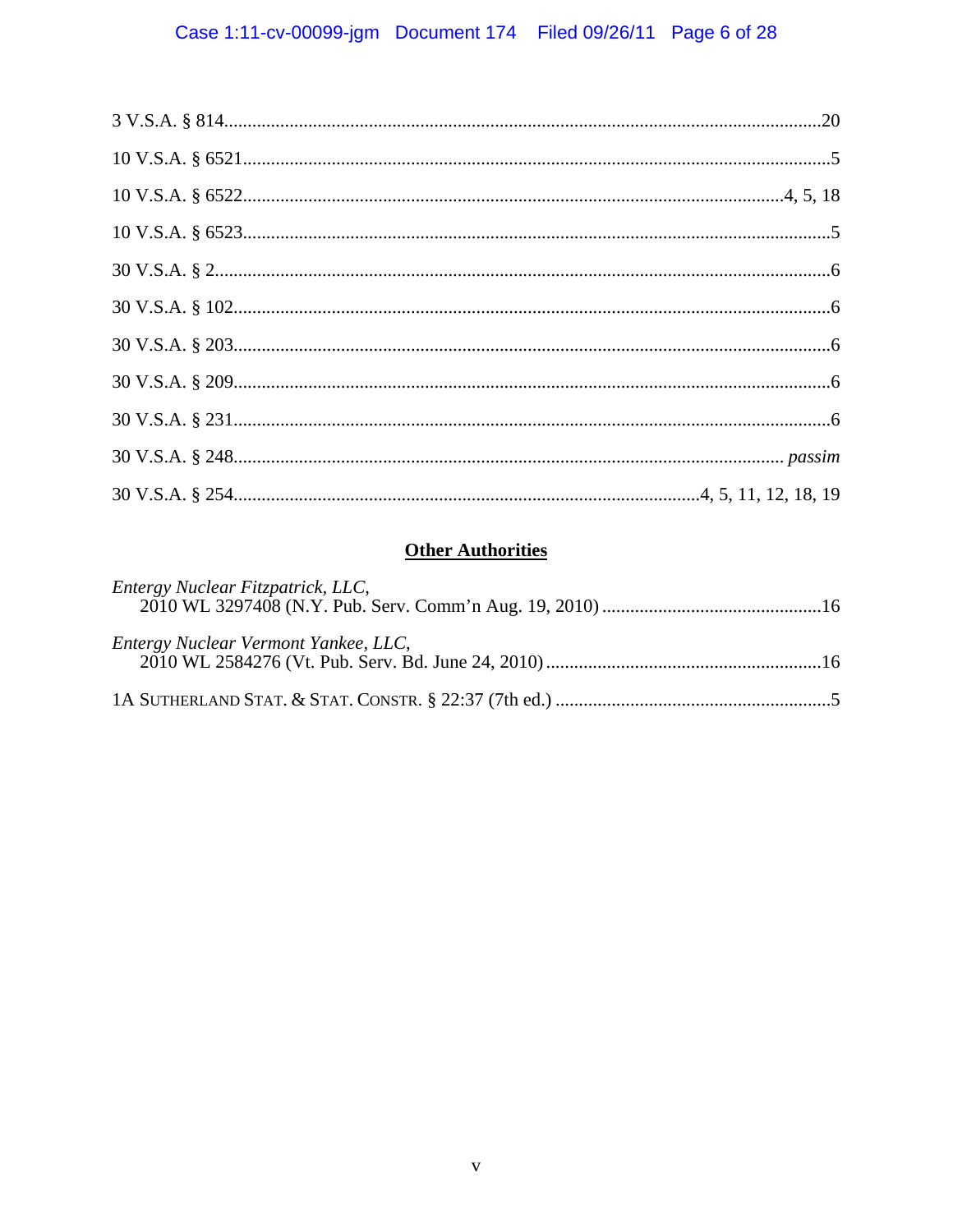3 V.S.A. § 814 .......... 20

10 V.S.A. § 6521 .......... 5

10 V.S.A. § 6522 .......... 4, 5, 18

10 V.S.A. § 6523 .......... 5

30 V.S.A. § 2 .......... 6

30 V.S.A. § 102 .......... 6

30 V.S.A. § 203 .......... 6

30 V.S.A. § 209 .......... 6

30 V.S.A. § 231 .......... 6

30 V.S.A. § 248 .......... *passim*

30 V.S.A. § 254 .......... 4, 5, 11, 12, 18, 19

## Other Authorities

*Entergy Nuclear Fitzpatrick, LLC*,
2010 WL 3297408 (N.Y. Pub. Serv. Comm'n Aug. 19, 2010) .......... 16

*Entergy Nuclear Vermont Yankee, LLC*,
2010 WL 2584276 (Vt. Pub. Serv. Bd. June 24, 2010) .......... 16

1A SUTHERLAND STAT. & STAT. CONSTR. § 22:37 (7th ed.) .......... 5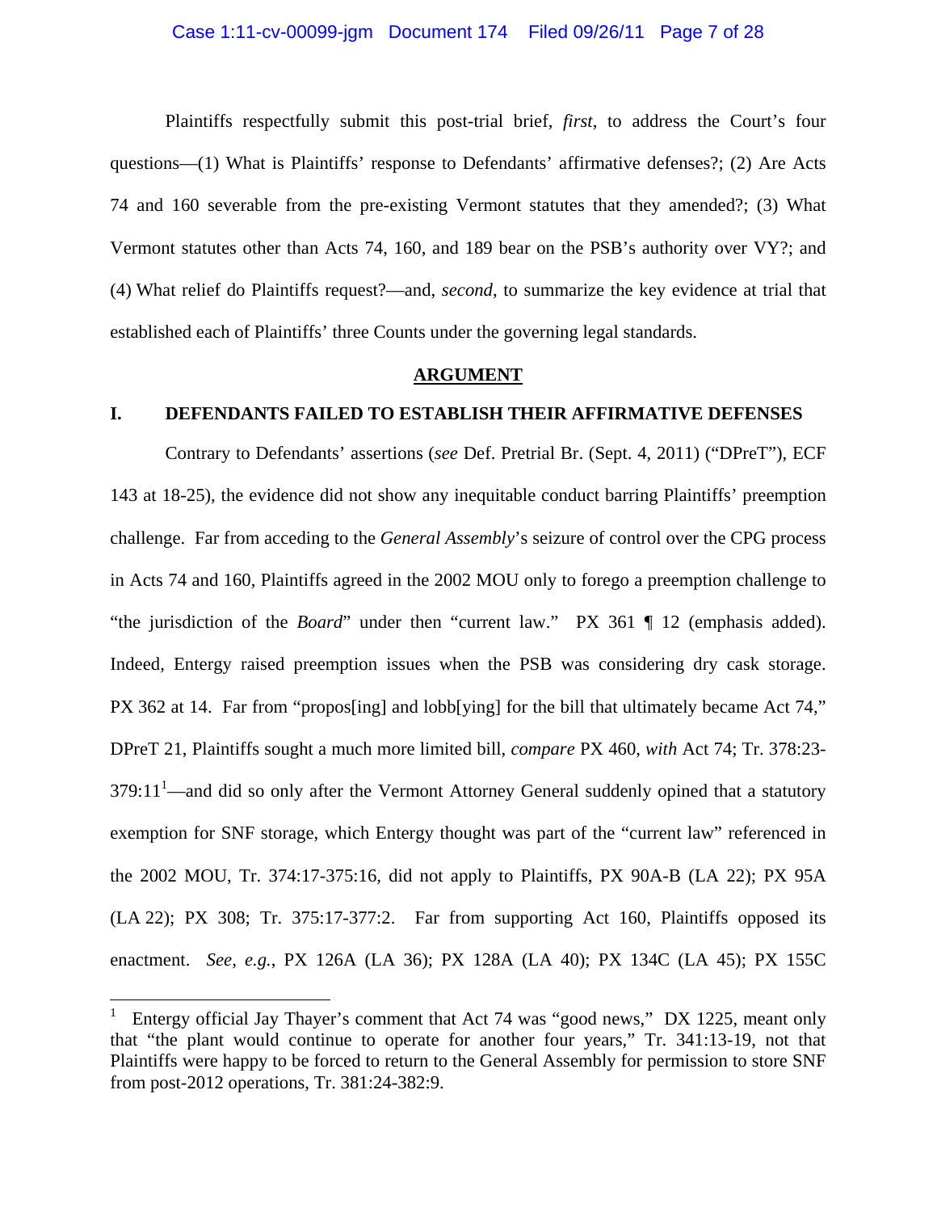Plaintiffs respectfully submit this post-trial brief, *first*, to address the Court's four questions—(1) What is Plaintiffs' response to Defendants' affirmative defenses?; (2) Are Acts 74 and 160 severable from the pre-existing Vermont statutes that they amended?; (3) What Vermont statutes other than Acts 74, 160, and 189 bear on the PSB's authority over VY?; and (4) What relief do Plaintiffs request?—and, *second*, to summarize the key evidence at trial that established each of Plaintiffs' three Counts under the governing legal standards.

## ARGUMENT

### I. DEFENDANTS FAILED TO ESTABLISH THEIR AFFIRMATIVE DEFENSES

Contrary to Defendants' assertions (*see* Def. Pretrial Br. (Sept. 4, 2011) ("DPreT"), ECF 143 at 18-25), the evidence did not show any inequitable conduct barring Plaintiffs' preemption challenge. Far from acceding to the *General Assembly*'s seizure of control over the CPG process in Acts 74 and 160, Plaintiffs agreed in the 2002 MOU only to forego a preemption challenge to "the jurisdiction of the *Board*" under then "current law." PX 361 ¶ 12 (emphasis added). Indeed, Entergy raised preemption issues when the PSB was considering dry cask storage. PX 362 at 14. Far from "propos[ing] and lobb[ying] for the bill that ultimately became Act 74," DPreT 21, Plaintiffs sought a much more limited bill, *compare* PX 460, *with* Act 74; Tr. 378:23-379:11[1]—and did so only after the Vermont Attorney General suddenly opined that a statutory exemption for SNF storage, which Entergy thought was part of the "current law" referenced in the 2002 MOU, Tr. 374:17-375:16, did not apply to Plaintiffs, PX 90A-B (LA 22); PX 95A (LA 22); PX 308; Tr. 375:17-377:2. Far from supporting Act 160, Plaintiffs opposed its enactment. *See, e.g.*, PX 126A (LA 36); PX 128A (LA 40); PX 134C (LA 45); PX 155C

---

[1] Entergy official Jay Thayer's comment that Act 74 was "good news," DX 1225, meant only that "the plant would continue to operate for another four years," Tr. 341:13-19, not that Plaintiffs were happy to be forced to return to the General Assembly for permission to store SNF from post-2012 operations, Tr. 381:24-382:9.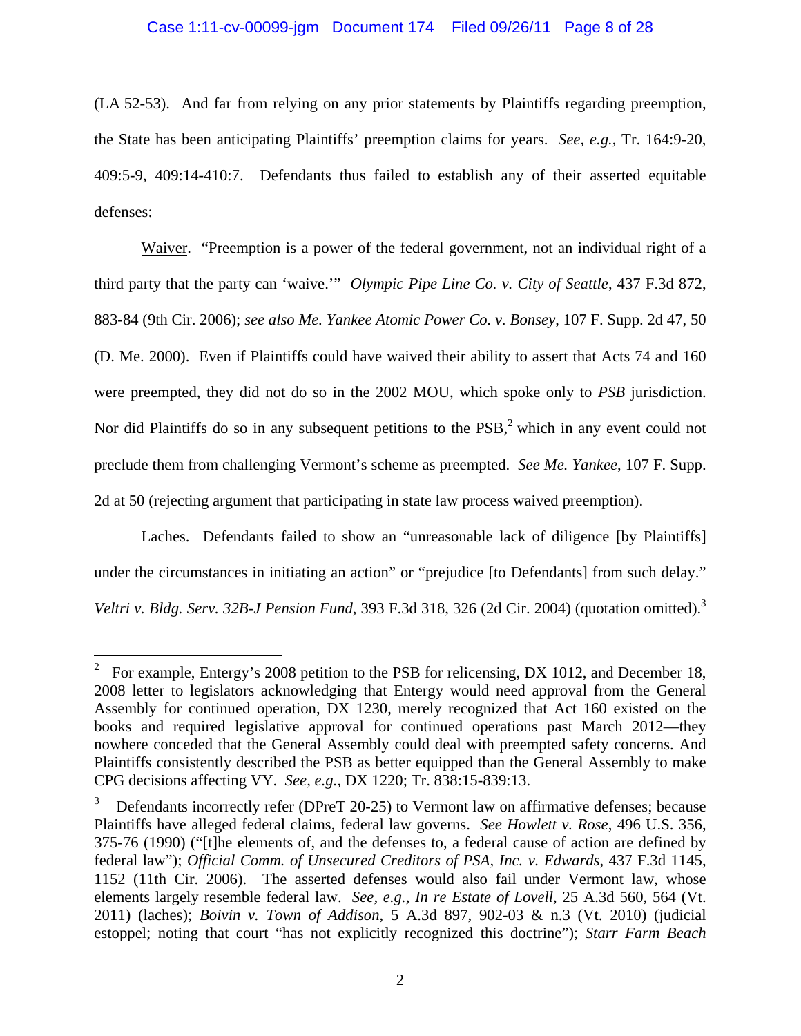(LA 52-53). And far from relying on any prior statements by Plaintiffs regarding preemption, the State has been anticipating Plaintiffs' preemption claims for years. *See, e.g.*, Tr. 164:9-20, 409:5-9, 409:14-410:7. Defendants thus failed to establish any of their asserted equitable defenses:

Waiver. "Preemption is a power of the federal government, not an individual right of a third party that the party can 'waive.'" *Olympic Pipe Line Co. v. City of Seattle*, 437 F.3d 872, 883-84 (9th Cir. 2006); *see also Me. Yankee Atomic Power Co. v. Bonsey*, 107 F. Supp. 2d 47, 50 (D. Me. 2000). Even if Plaintiffs could have waived their ability to assert that Acts 74 and 160 were preempted, they did not do so in the 2002 MOU, which spoke only to *PSB* jurisdiction. Nor did Plaintiffs do so in any subsequent petitions to the PSB,[2] which in any event could not preclude them from challenging Vermont's scheme as preempted. *See Me. Yankee*, 107 F. Supp. 2d at 50 (rejecting argument that participating in state law process waived preemption).

Laches. Defendants failed to show an "unreasonable lack of diligence [by Plaintiffs] under the circumstances in initiating an action" or "prejudice [to Defendants] from such delay." *Veltri v. Bldg. Serv. 32B-J Pension Fund*, 393 F.3d 318, 326 (2d Cir. 2004) (quotation omitted).[3]

---

[2] For example, Entergy's 2008 petition to the PSB for relicensing, DX 1012, and December 18, 2008 letter to legislators acknowledging that Entergy would need approval from the General Assembly for continued operation, DX 1230, merely recognized that Act 160 existed on the books and required legislative approval for continued operations past March 2012—they nowhere conceded that the General Assembly could deal with preempted safety concerns. And Plaintiffs consistently described the PSB as better equipped than the General Assembly to make CPG decisions affecting VY. *See, e.g.*, DX 1220; Tr. 838:15-839:13.

[3] Defendants incorrectly refer (DPreT 20-25) to Vermont law on affirmative defenses; because Plaintiffs have alleged federal claims, federal law governs. *See Howlett v. Rose*, 496 U.S. 356, 375-76 (1990) ("[t]he elements of, and the defenses to, a federal cause of action are defined by federal law"); *Official Comm. of Unsecured Creditors of PSA, Inc. v. Edwards*, 437 F.3d 1145, 1152 (11th Cir. 2006). The asserted defenses would also fail under Vermont law, whose elements largely resemble federal law. *See, e.g.*, *In re Estate of Lovell*, 25 A.3d 560, 564 (Vt. 2011) (laches); *Boivin v. Town of Addison*, 5 A.3d 897, 902-03 & n.3 (Vt. 2010) (judicial estoppel; noting that court "has not explicitly recognized this doctrine"); *Starr Farm Beach*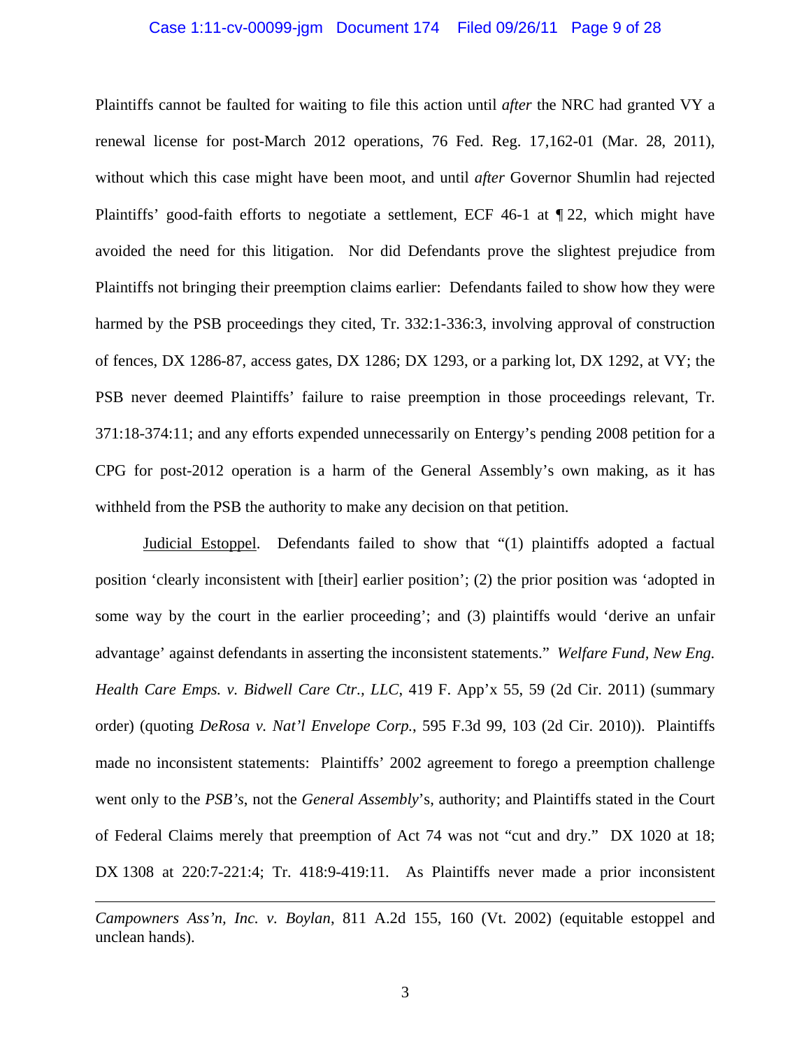Plaintiffs cannot be faulted for waiting to file this action until *after* the NRC had granted VY a renewal license for post-March 2012 operations, 76 Fed. Reg. 17,162-01 (Mar. 28, 2011), without which this case might have been moot, and until *after* Governor Shumlin had rejected Plaintiffs' good-faith efforts to negotiate a settlement, ECF 46-1 at ¶ 22, which might have avoided the need for this litigation. Nor did Defendants prove the slightest prejudice from Plaintiffs not bringing their preemption claims earlier: Defendants failed to show how they were harmed by the PSB proceedings they cited, Tr. 332:1-336:3, involving approval of construction of fences, DX 1286-87, access gates, DX 1286; DX 1293, or a parking lot, DX 1292, at VY; the PSB never deemed Plaintiffs' failure to raise preemption in those proceedings relevant, Tr. 371:18-374:11; and any efforts expended unnecessarily on Entergy's pending 2008 petition for a CPG for post-2012 operation is a harm of the General Assembly's own making, as it has withheld from the PSB the authority to make any decision on that petition.

Judicial Estoppel. Defendants failed to show that "(1) plaintiffs adopted a factual position 'clearly inconsistent with [their] earlier position'; (2) the prior position was 'adopted in some way by the court in the earlier proceeding'; and (3) plaintiffs would 'derive an unfair advantage' against defendants in asserting the inconsistent statements." *Welfare Fund, New Eng. Health Care Emps. v. Bidwell Care Ctr., LLC*, 419 F. App'x 55, 59 (2d Cir. 2011) (summary order) (quoting *DeRosa v. Nat'l Envelope Corp.*, 595 F.3d 99, 103 (2d Cir. 2010)). Plaintiffs made no inconsistent statements: Plaintiffs' 2002 agreement to forego a preemption challenge went only to the *PSB's*, not the *General Assembly*'s, authority; and Plaintiffs stated in the Court of Federal Claims merely that preemption of Act 74 was not "cut and dry." DX 1020 at 18; DX 1308 at 220:7-221:4; Tr. 418:9-419:11. As Plaintiffs never made a prior inconsistent

---

*Campowners Ass'n, Inc. v. Boylan*, 811 A.2d 155, 160 (Vt. 2002) (equitable estoppel and unclean hands).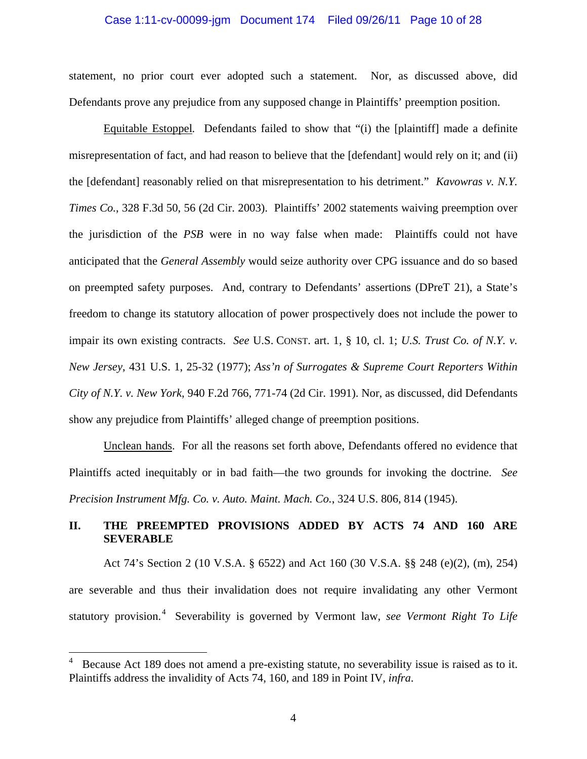statement, no prior court ever adopted such a statement. Nor, as discussed above, did Defendants prove any prejudice from any supposed change in Plaintiffs' preemption position.

Equitable Estoppel. Defendants failed to show that "(i) the [plaintiff] made a definite misrepresentation of fact, and had reason to believe that the [defendant] would rely on it; and (ii) the [defendant] reasonably relied on that misrepresentation to his detriment." *Kavowras v. N.Y. Times Co.*, 328 F.3d 50, 56 (2d Cir. 2003). Plaintiffs' 2002 statements waiving preemption over the jurisdiction of the *PSB* were in no way false when made: Plaintiffs could not have anticipated that the *General Assembly* would seize authority over CPG issuance and do so based on preempted safety purposes. And, contrary to Defendants' assertions (DPreT 21), a State's freedom to change its statutory allocation of power prospectively does not include the power to impair its own existing contracts. *See* U.S. CONST. art. 1, § 10, cl. 1; *U.S. Trust Co. of N.Y. v. New Jersey*, 431 U.S. 1, 25-32 (1977); *Ass'n of Surrogates & Supreme Court Reporters Within City of N.Y. v. New York*, 940 F.2d 766, 771-74 (2d Cir. 1991). Nor, as discussed, did Defendants show any prejudice from Plaintiffs' alleged change of preemption positions.

Unclean hands. For all the reasons set forth above, Defendants offered no evidence that Plaintiffs acted inequitably or in bad faith—the two grounds for invoking the doctrine. *See Precision Instrument Mfg. Co. v. Auto. Maint. Mach. Co.*, 324 U.S. 806, 814 (1945).

## II. THE PREEMPTED PROVISIONS ADDED BY ACTS 74 AND 160 ARE SEVERABLE

Act 74's Section 2 (10 V.S.A. § 6522) and Act 160 (30 V.S.A. §§ 248 (e)(2), (m), 254) are severable and thus their invalidation does not require invalidating any other Vermont statutory provision.[4] Severability is governed by Vermont law, *see Vermont Right To Life*

---

[4] Because Act 189 does not amend a pre-existing statute, no severability issue is raised as to it. Plaintiffs address the invalidity of Acts 74, 160, and 189 in Point IV, *infra*.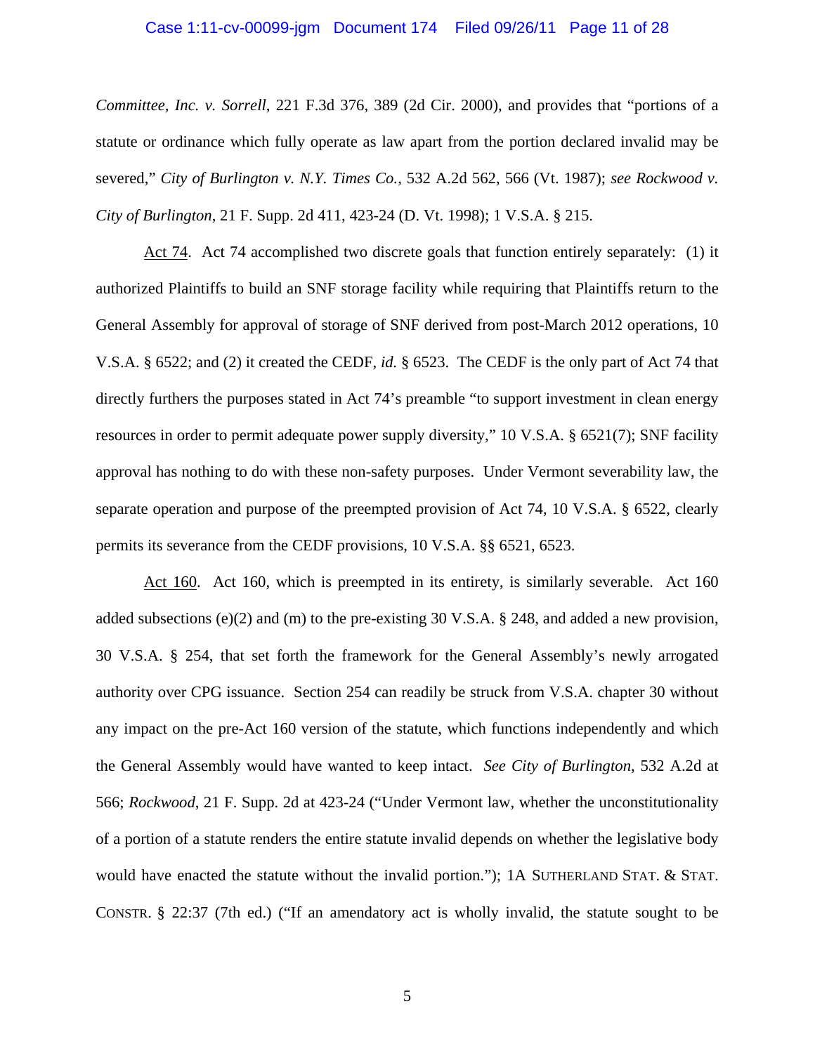*Committee, Inc. v. Sorrell*, 221 F.3d 376, 389 (2d Cir. 2000), and provides that "portions of a statute or ordinance which fully operate as law apart from the portion declared invalid may be severed," *City of Burlington v. N.Y. Times Co.*, 532 A.2d 562, 566 (Vt. 1987); *see Rockwood v. City of Burlington*, 21 F. Supp. 2d 411, 423-24 (D. Vt. 1998); 1 V.S.A. § 215.

Act 74. Act 74 accomplished two discrete goals that function entirely separately: (1) it authorized Plaintiffs to build an SNF storage facility while requiring that Plaintiffs return to the General Assembly for approval of storage of SNF derived from post-March 2012 operations, 10 V.S.A. § 6522; and (2) it created the CEDF, *id.* § 6523. The CEDF is the only part of Act 74 that directly furthers the purposes stated in Act 74's preamble "to support investment in clean energy resources in order to permit adequate power supply diversity," 10 V.S.A. § 6521(7); SNF facility approval has nothing to do with these non-safety purposes. Under Vermont severability law, the separate operation and purpose of the preempted provision of Act 74, 10 V.S.A. § 6522, clearly permits its severance from the CEDF provisions, 10 V.S.A. §§ 6521, 6523.

Act 160. Act 160, which is preempted in its entirety, is similarly severable. Act 160 added subsections (e)(2) and (m) to the pre-existing 30 V.S.A. § 248, and added a new provision, 30 V.S.A. § 254, that set forth the framework for the General Assembly's newly arrogated authority over CPG issuance. Section 254 can readily be struck from V.S.A. chapter 30 without any impact on the pre-Act 160 version of the statute, which functions independently and which the General Assembly would have wanted to keep intact. *See City of Burlington*, 532 A.2d at 566; *Rockwood*, 21 F. Supp. 2d at 423-24 ("Under Vermont law, whether the unconstitutionality of a portion of a statute renders the entire statute invalid depends on whether the legislative body would have enacted the statute without the invalid portion."); 1A SUTHERLAND STAT. & STAT. CONSTR. § 22:37 (7th ed.) ("If an amendatory act is wholly invalid, the statute sought to be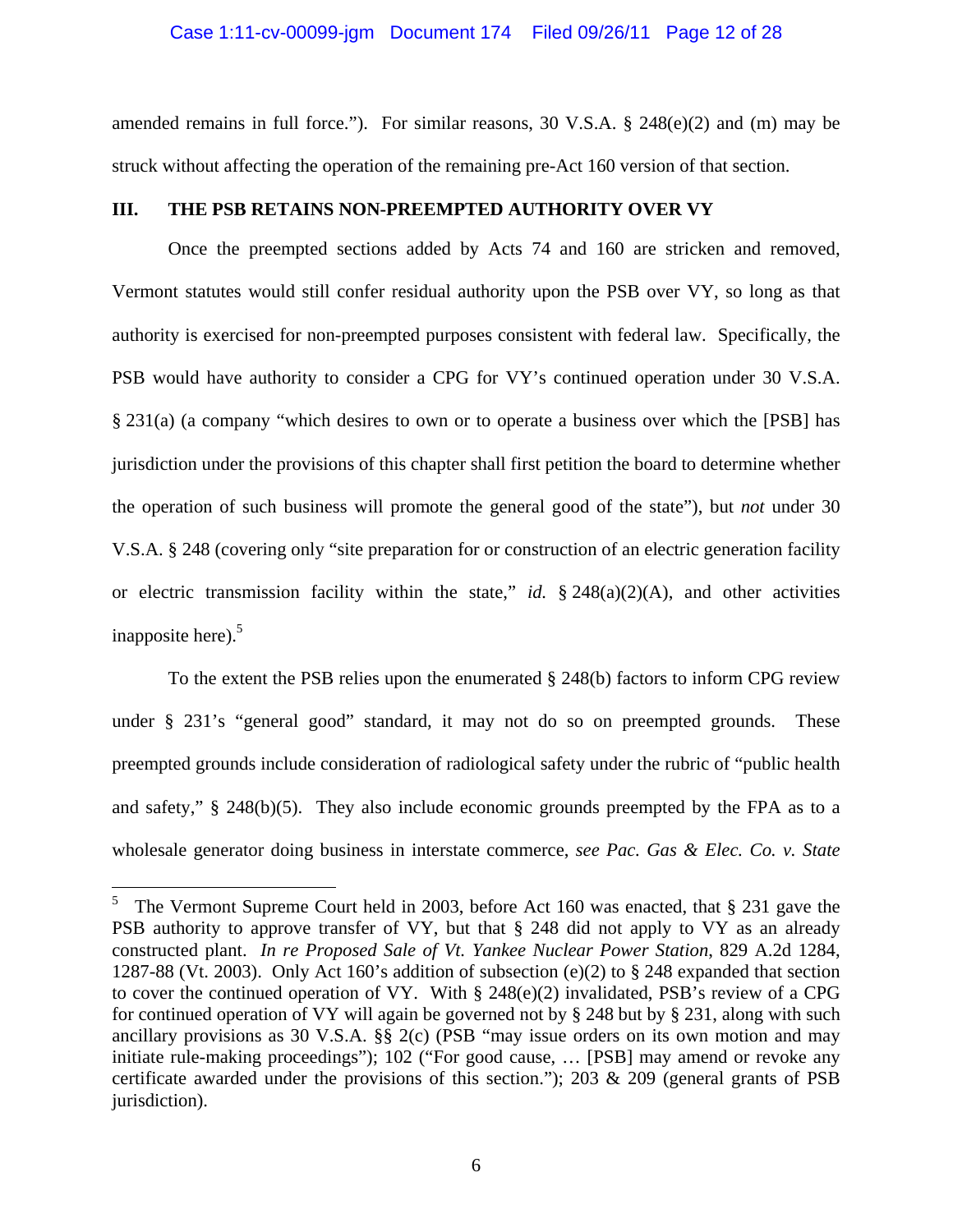amended remains in full force."). For similar reasons, 30 V.S.A. § 248(e)(2) and (m) may be struck without affecting the operation of the remaining pre-Act 160 version of that section.

## III. THE PSB RETAINS NON-PREEMPTED AUTHORITY OVER VY

Once the preempted sections added by Acts 74 and 160 are stricken and removed, Vermont statutes would still confer residual authority upon the PSB over VY, so long as that authority is exercised for non-preempted purposes consistent with federal law. Specifically, the PSB would have authority to consider a CPG for VY's continued operation under 30 V.S.A. § 231(a) (a company "which desires to own or to operate a business over which the [PSB] has jurisdiction under the provisions of this chapter shall first petition the board to determine whether the operation of such business will promote the general good of the state"), but *not* under 30 V.S.A. § 248 (covering only "site preparation for or construction of an electric generation facility or electric transmission facility within the state," *id.* § 248(a)(2)(A), and other activities inapposite here).[5]

To the extent the PSB relies upon the enumerated § 248(b) factors to inform CPG review under § 231's "general good" standard, it may not do so on preempted grounds. These preempted grounds include consideration of radiological safety under the rubric of "public health and safety," § 248(b)(5). They also include economic grounds preempted by the FPA as to a wholesale generator doing business in interstate commerce, *see Pac. Gas & Elec. Co. v. State*

---

[5] The Vermont Supreme Court held in 2003, before Act 160 was enacted, that § 231 gave the PSB authority to approve transfer of VY, but that § 248 did not apply to VY as an already constructed plant. *In re Proposed Sale of Vt. Yankee Nuclear Power Station*, 829 A.2d 1284, 1287-88 (Vt. 2003). Only Act 160's addition of subsection (e)(2) to § 248 expanded that section to cover the continued operation of VY. With § 248(e)(2) invalidated, PSB's review of a CPG for continued operation of VY will again be governed not by § 248 but by § 231, along with such ancillary provisions as 30 V.S.A. §§ 2(c) (PSB "may issue orders on its own motion and may initiate rule-making proceedings"); 102 ("For good cause, … [PSB] may amend or revoke any certificate awarded under the provisions of this section."); 203 & 209 (general grants of PSB jurisdiction).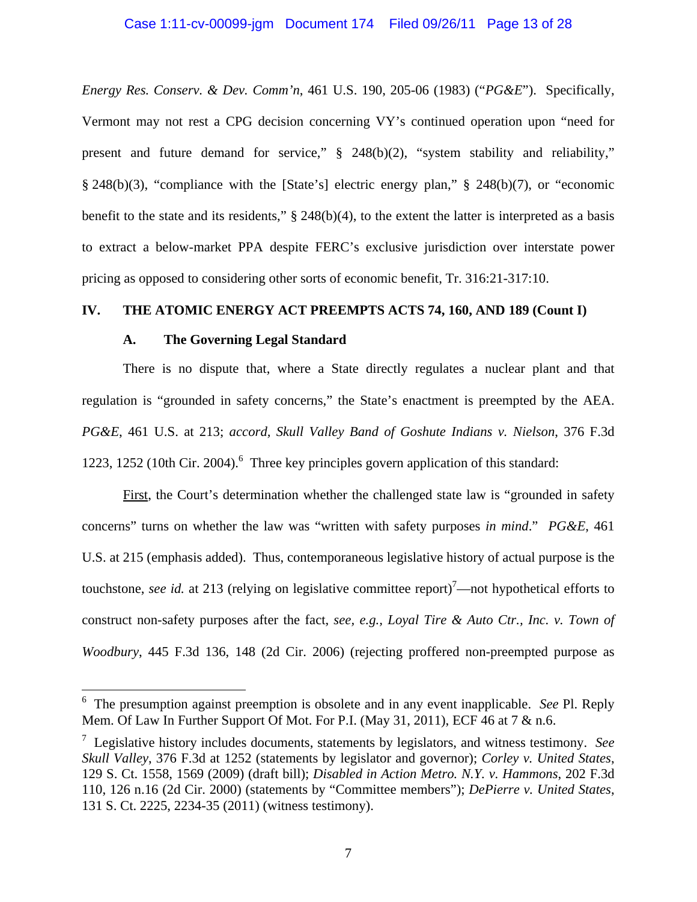*Energy Res. Conserv. & Dev. Comm'n*, 461 U.S. 190, 205-06 (1983) ("*PG&E*"). Specifically, Vermont may not rest a CPG decision concerning VY's continued operation upon "need for present and future demand for service," § 248(b)(2), "system stability and reliability," § 248(b)(3), "compliance with the [State's] electric energy plan," § 248(b)(7), or "economic benefit to the state and its residents," § 248(b)(4), to the extent the latter is interpreted as a basis to extract a below-market PPA despite FERC's exclusive jurisdiction over interstate power pricing as opposed to considering other sorts of economic benefit, Tr. 316:21-317:10.

## IV. THE ATOMIC ENERGY ACT PREEMPTS ACTS 74, 160, AND 189 (Count I)

### A. The Governing Legal Standard

There is no dispute that, where a State directly regulates a nuclear plant and that regulation is "grounded in safety concerns," the State's enactment is preempted by the AEA. *PG&E*, 461 U.S. at 213; *accord, Skull Valley Band of Goshute Indians v. Nielson*, 376 F.3d 1223, 1252 (10th Cir. 2004).[6] Three key principles govern application of this standard:

First, the Court's determination whether the challenged state law is "grounded in safety concerns" turns on whether the law was "written with safety purposes *in mind*." *PG&E*, 461 U.S. at 215 (emphasis added). Thus, contemporaneous legislative history of actual purpose is the touchstone, *see id.* at 213 (relying on legislative committee report)[7]—not hypothetical efforts to construct non-safety purposes after the fact, *see, e.g.*, *Loyal Tire & Auto Ctr., Inc. v. Town of Woodbury*, 445 F.3d 136, 148 (2d Cir. 2006) (rejecting proffered non-preempted purpose as

---

[6] The presumption against preemption is obsolete and in any event inapplicable. *See* Pl. Reply Mem. Of Law In Further Support Of Mot. For P.I. (May 31, 2011), ECF 46 at 7 & n.6.

[7] Legislative history includes documents, statements by legislators, and witness testimony. *See Skull Valley*, 376 F.3d at 1252 (statements by legislator and governor); *Corley v. United States*, 129 S. Ct. 1558, 1569 (2009) (draft bill); *Disabled in Action Metro. N.Y. v. Hammons*, 202 F.3d 110, 126 n.16 (2d Cir. 2000) (statements by "Committee members"); *DePierre v. United States*, 131 S. Ct. 2225, 2234-35 (2011) (witness testimony).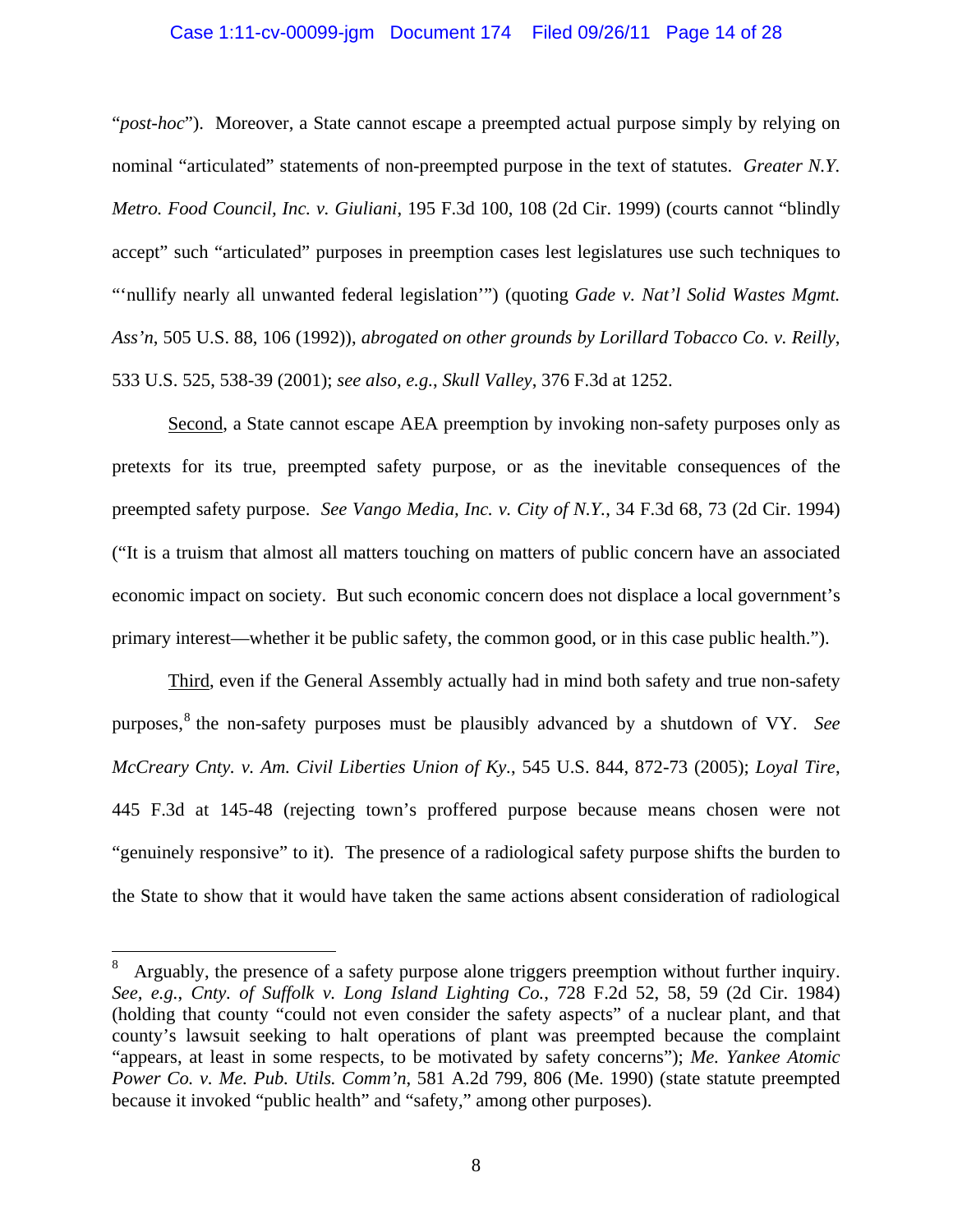"*post-hoc*"). Moreover, a State cannot escape a preempted actual purpose simply by relying on nominal "articulated" statements of non-preempted purpose in the text of statutes. *Greater N.Y. Metro. Food Council, Inc. v. Giuliani*, 195 F.3d 100, 108 (2d Cir. 1999) (courts cannot "blindly accept" such "articulated" purposes in preemption cases lest legislatures use such techniques to "'nullify nearly all unwanted federal legislation'") (quoting *Gade v. Nat'l Solid Wastes Mgmt. Ass'n*, 505 U.S. 88, 106 (1992)), *abrogated on other grounds by Lorillard Tobacco Co. v. Reilly*, 533 U.S. 525, 538-39 (2001); *see also*, *e.g.*, *Skull Valley*, 376 F.3d at 1252.

<u>Second</u>, a State cannot escape AEA preemption by invoking non-safety purposes only as pretexts for its true, preempted safety purpose, or as the inevitable consequences of the preempted safety purpose. *See Vango Media, Inc. v. City of N.Y.*, 34 F.3d 68, 73 (2d Cir. 1994) ("It is a truism that almost all matters touching on matters of public concern have an associated economic impact on society. But such economic concern does not displace a local government's primary interest—whether it be public safety, the common good, or in this case public health.").

<u>Third</u>, even if the General Assembly actually had in mind both safety and true non-safety purposes,[8] the non-safety purposes must be plausibly advanced by a shutdown of VY. *See McCreary Cnty. v. Am. Civil Liberties Union of Ky.*, 545 U.S. 844, 872-73 (2005); *Loyal Tire*, 445 F.3d at 145-48 (rejecting town's proffered purpose because means chosen were not "genuinely responsive" to it). The presence of a radiological safety purpose shifts the burden to the State to show that it would have taken the same actions absent consideration of radiological

---

[8] Arguably, the presence of a safety purpose alone triggers preemption without further inquiry. *See*, *e.g.*, *Cnty. of Suffolk v. Long Island Lighting Co.*, 728 F.2d 52, 58, 59 (2d Cir. 1984) (holding that county "could not even consider the safety aspects" of a nuclear plant, and that county's lawsuit seeking to halt operations of plant was preempted because the complaint "appears, at least in some respects, to be motivated by safety concerns"); *Me. Yankee Atomic Power Co. v. Me. Pub. Utils. Comm'n*, 581 A.2d 799, 806 (Me. 1990) (state statute preempted because it invoked "public health" and "safety," among other purposes).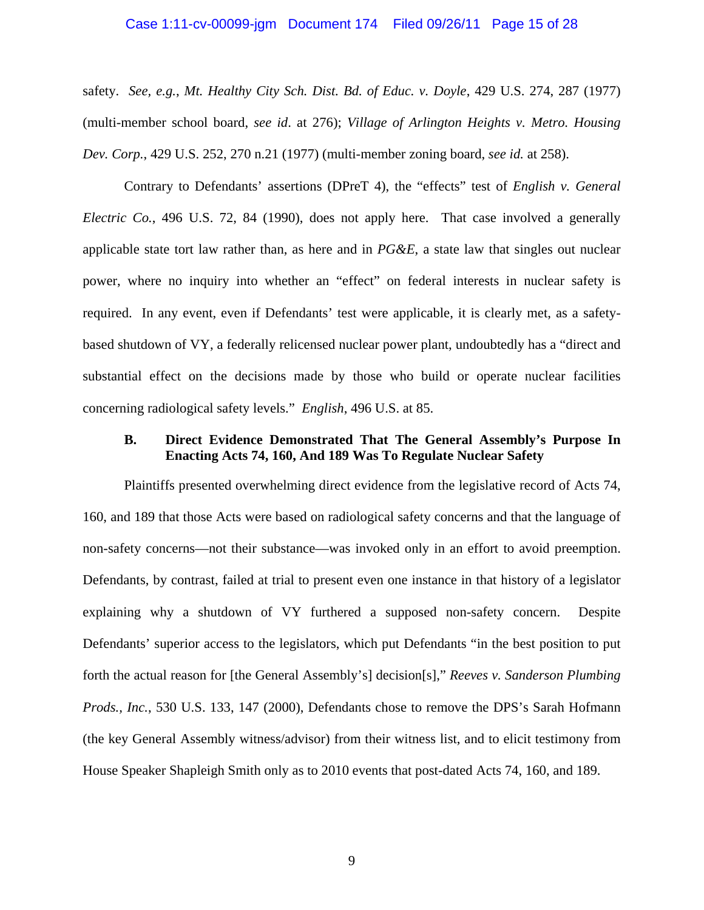safety. *See, e.g.*, *Mt. Healthy City Sch. Dist. Bd. of Educ. v. Doyle*, 429 U.S. 274, 287 (1977) (multi-member school board, *see id*. at 276); *Village of Arlington Heights v. Metro. Housing Dev. Corp.*, 429 U.S. 252, 270 n.21 (1977) (multi-member zoning board, *see id.* at 258).

Contrary to Defendants' assertions (DPreT 4), the "effects" test of *English v. General Electric Co.*, 496 U.S. 72, 84 (1990), does not apply here. That case involved a generally applicable state tort law rather than, as here and in *PG&E*, a state law that singles out nuclear power, where no inquiry into whether an "effect" on federal interests in nuclear safety is required. In any event, even if Defendants' test were applicable, it is clearly met, as a safety-based shutdown of VY, a federally relicensed nuclear power plant, undoubtedly has a "direct and substantial effect on the decisions made by those who build or operate nuclear facilities concerning radiological safety levels." *English*, 496 U.S. at 85.

### B. Direct Evidence Demonstrated That The General Assembly's Purpose In Enacting Acts 74, 160, And 189 Was To Regulate Nuclear Safety

Plaintiffs presented overwhelming direct evidence from the legislative record of Acts 74, 160, and 189 that those Acts were based on radiological safety concerns and that the language of non-safety concerns—not their substance—was invoked only in an effort to avoid preemption. Defendants, by contrast, failed at trial to present even one instance in that history of a legislator explaining why a shutdown of VY furthered a supposed non-safety concern. Despite Defendants' superior access to the legislators, which put Defendants "in the best position to put forth the actual reason for [the General Assembly's] decision[s]," *Reeves v. Sanderson Plumbing Prods., Inc.*, 530 U.S. 133, 147 (2000), Defendants chose to remove the DPS's Sarah Hofmann (the key General Assembly witness/advisor) from their witness list, and to elicit testimony from House Speaker Shapleigh Smith only as to 2010 events that post-dated Acts 74, 160, and 189.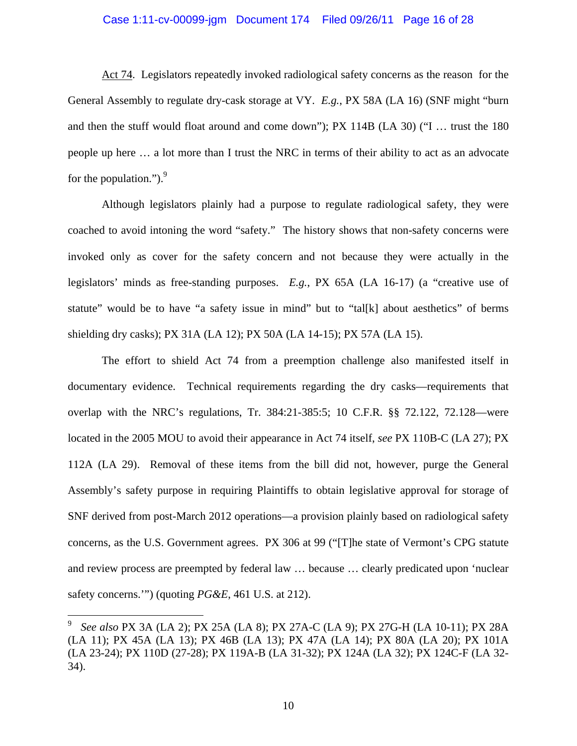Act 74. Legislators repeatedly invoked radiological safety concerns as the reason for the General Assembly to regulate dry-cask storage at VY. *E.g.*, PX 58A (LA 16) (SNF might "burn and then the stuff would float around and come down"); PX 114B (LA 30) ("I … trust the 180 people up here … a lot more than I trust the NRC in terms of their ability to act as an advocate for the population.").[9]

Although legislators plainly had a purpose to regulate radiological safety, they were coached to avoid intoning the word "safety." The history shows that non-safety concerns were invoked only as cover for the safety concern and not because they were actually in the legislators' minds as free-standing purposes. *E.g.*, PX 65A (LA 16-17) (a "creative use of statute" would be to have "a safety issue in mind" but to "tal[k] about aesthetics" of berms shielding dry casks); PX 31A (LA 12); PX 50A (LA 14-15); PX 57A (LA 15).

The effort to shield Act 74 from a preemption challenge also manifested itself in documentary evidence. Technical requirements regarding the dry casks—requirements that overlap with the NRC's regulations, Tr. 384:21-385:5; 10 C.F.R. §§ 72.122, 72.128—were located in the 2005 MOU to avoid their appearance in Act 74 itself, *see* PX 110B-C (LA 27); PX 112A (LA 29). Removal of these items from the bill did not, however, purge the General Assembly's safety purpose in requiring Plaintiffs to obtain legislative approval for storage of SNF derived from post-March 2012 operations—a provision plainly based on radiological safety concerns, as the U.S. Government agrees. PX 306 at 99 ("[T]he state of Vermont's CPG statute and review process are preempted by federal law … because … clearly predicated upon 'nuclear safety concerns.'") (quoting *PG&E*, 461 U.S. at 212).

[9] *See also* PX 3A (LA 2); PX 25A (LA 8); PX 27A-C (LA 9); PX 27G-H (LA 10-11); PX 28A (LA 11); PX 45A (LA 13); PX 46B (LA 13); PX 47A (LA 14); PX 80A (LA 20); PX 101A (LA 23-24); PX 110D (27-28); PX 119A-B (LA 31-32); PX 124A (LA 32); PX 124C-F (LA 32-34).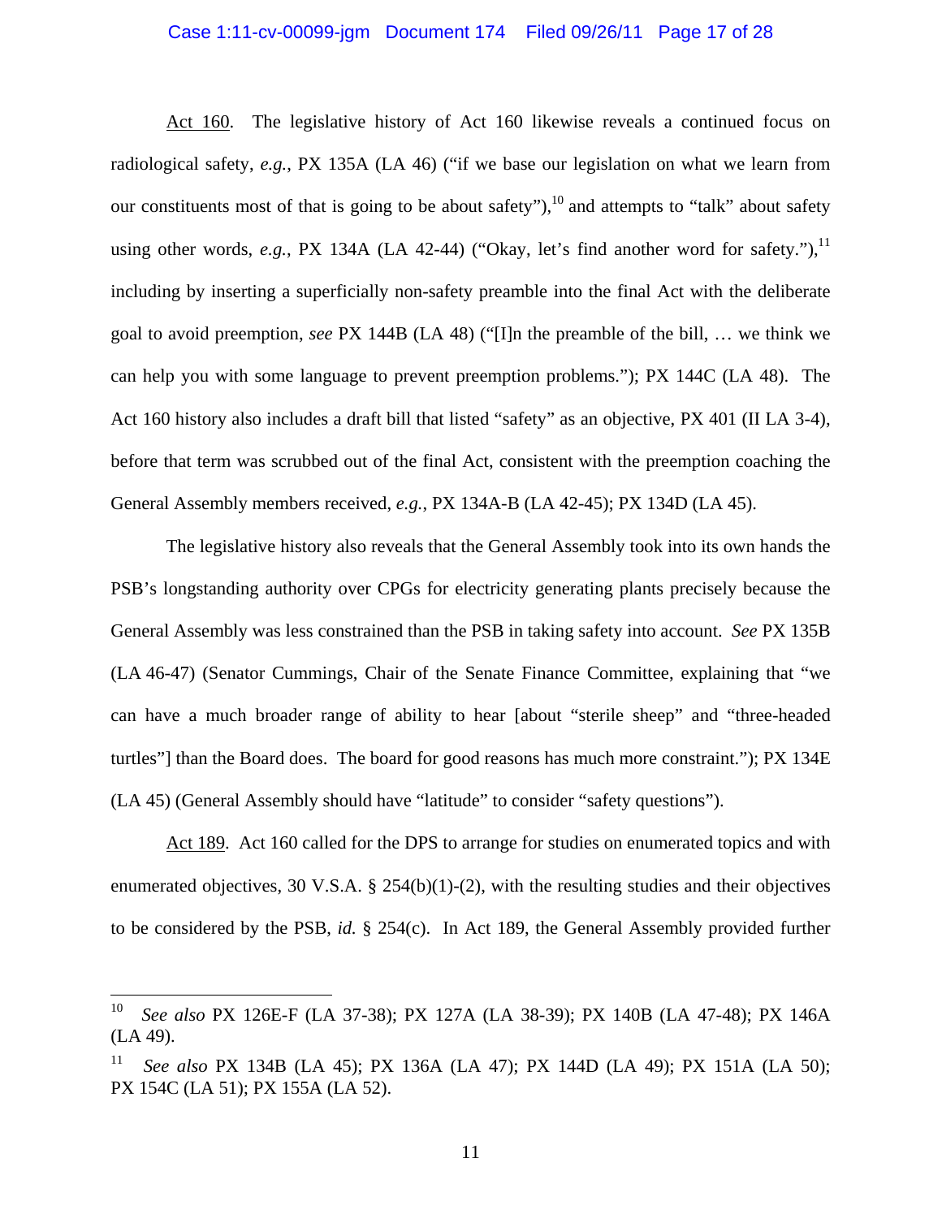Act 160. The legislative history of Act 160 likewise reveals a continued focus on radiological safety, *e.g.*, PX 135A (LA 46) ("if we base our legislation on what we learn from our constituents most of that is going to be about safety"),[10] and attempts to "talk" about safety using other words, *e.g.*, PX 134A (LA 42-44) ("Okay, let's find another word for safety."),[11] including by inserting a superficially non-safety preamble into the final Act with the deliberate goal to avoid preemption, *see* PX 144B (LA 48) ("[I]n the preamble of the bill, … we think we can help you with some language to prevent preemption problems."); PX 144C (LA 48). The Act 160 history also includes a draft bill that listed "safety" as an objective, PX 401 (II LA 3-4), before that term was scrubbed out of the final Act, consistent with the preemption coaching the General Assembly members received, *e.g.*, PX 134A-B (LA 42-45); PX 134D (LA 45).

The legislative history also reveals that the General Assembly took into its own hands the PSB's longstanding authority over CPGs for electricity generating plants precisely because the General Assembly was less constrained than the PSB in taking safety into account. *See* PX 135B (LA 46-47) (Senator Cummings, Chair of the Senate Finance Committee, explaining that "we can have a much broader range of ability to hear [about "sterile sheep" and "three-headed turtles"] than the Board does. The board for good reasons has much more constraint."); PX 134E (LA 45) (General Assembly should have "latitude" to consider "safety questions").

Act 189. Act 160 called for the DPS to arrange for studies on enumerated topics and with enumerated objectives, 30 V.S.A. § 254(b)(1)-(2), with the resulting studies and their objectives to be considered by the PSB, *id.* § 254(c). In Act 189, the General Assembly provided further

---

[10] *See also* PX 126E-F (LA 37-38); PX 127A (LA 38-39); PX 140B (LA 47-48); PX 146A (LA 49).

[11] *See also* PX 134B (LA 45); PX 136A (LA 47); PX 144D (LA 49); PX 151A (LA 50); PX 154C (LA 51); PX 155A (LA 52).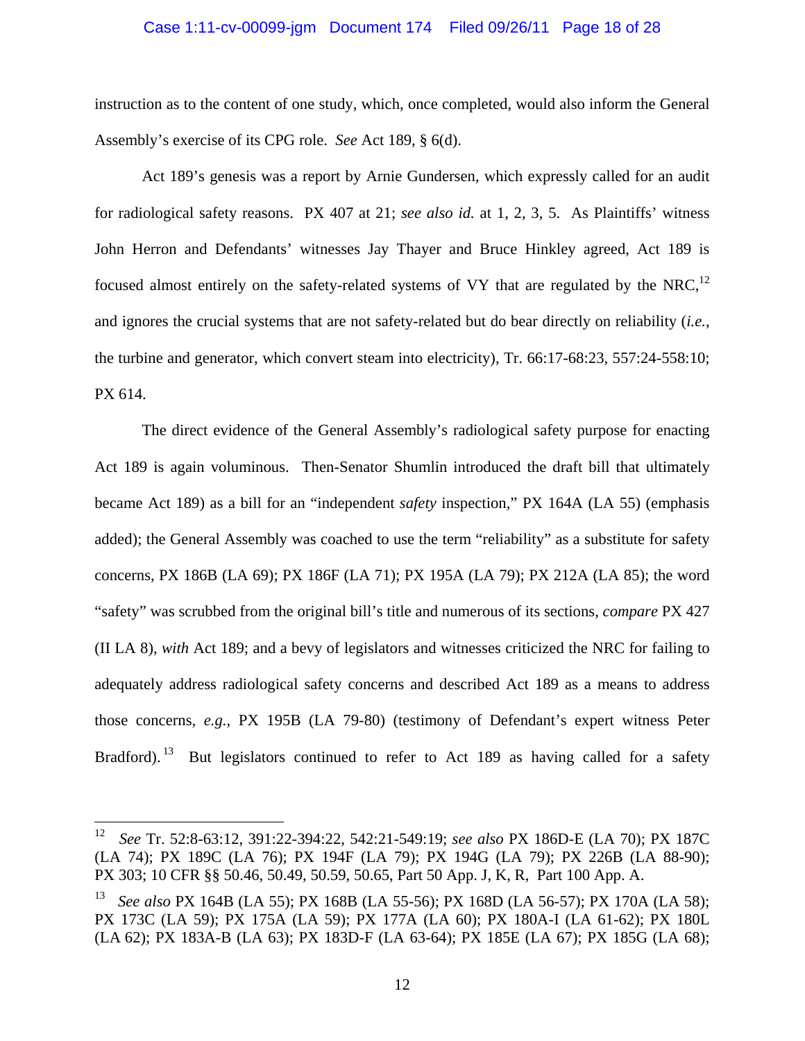instruction as to the content of one study, which, once completed, would also inform the General Assembly's exercise of its CPG role. *See* Act 189, § 6(d).

Act 189's genesis was a report by Arnie Gundersen, which expressly called for an audit for radiological safety reasons. PX 407 at 21; *see also id.* at 1, 2, 3, 5. As Plaintiffs' witness John Herron and Defendants' witnesses Jay Thayer and Bruce Hinkley agreed, Act 189 is focused almost entirely on the safety-related systems of VY that are regulated by the NRC,[12] and ignores the crucial systems that are not safety-related but do bear directly on reliability (*i.e.*, the turbine and generator, which convert steam into electricity), Tr. 66:17-68:23, 557:24-558:10; PX 614.

The direct evidence of the General Assembly's radiological safety purpose for enacting Act 189 is again voluminous. Then-Senator Shumlin introduced the draft bill that ultimately became Act 189) as a bill for an "independent *safety* inspection," PX 164A (LA 55) (emphasis added); the General Assembly was coached to use the term "reliability" as a substitute for safety concerns, PX 186B (LA 69); PX 186F (LA 71); PX 195A (LA 79); PX 212A (LA 85); the word "safety" was scrubbed from the original bill's title and numerous of its sections, *compare* PX 427 (II LA 8), *with* Act 189; and a bevy of legislators and witnesses criticized the NRC for failing to adequately address radiological safety concerns and described Act 189 as a means to address those concerns, *e.g.*, PX 195B (LA 79-80) (testimony of Defendant's expert witness Peter Bradford).[13] But legislators continued to refer to Act 189 as having called for a safety

---

[12] *See* Tr. 52:8-63:12, 391:22-394:22, 542:21-549:19; *see also* PX 186D-E (LA 70); PX 187C (LA 74); PX 189C (LA 76); PX 194F (LA 79); PX 194G (LA 79); PX 226B (LA 88-90); PX 303; 10 CFR §§ 50.46, 50.49, 50.59, 50.65, Part 50 App. J, K, R, Part 100 App. A.

[13] *See also* PX 164B (LA 55); PX 168B (LA 55-56); PX 168D (LA 56-57); PX 170A (LA 58); PX 173C (LA 59); PX 175A (LA 59); PX 177A (LA 60); PX 180A-I (LA 61-62); PX 180L (LA 62); PX 183A-B (LA 63); PX 183D-F (LA 63-64); PX 185E (LA 67); PX 185G (LA 68);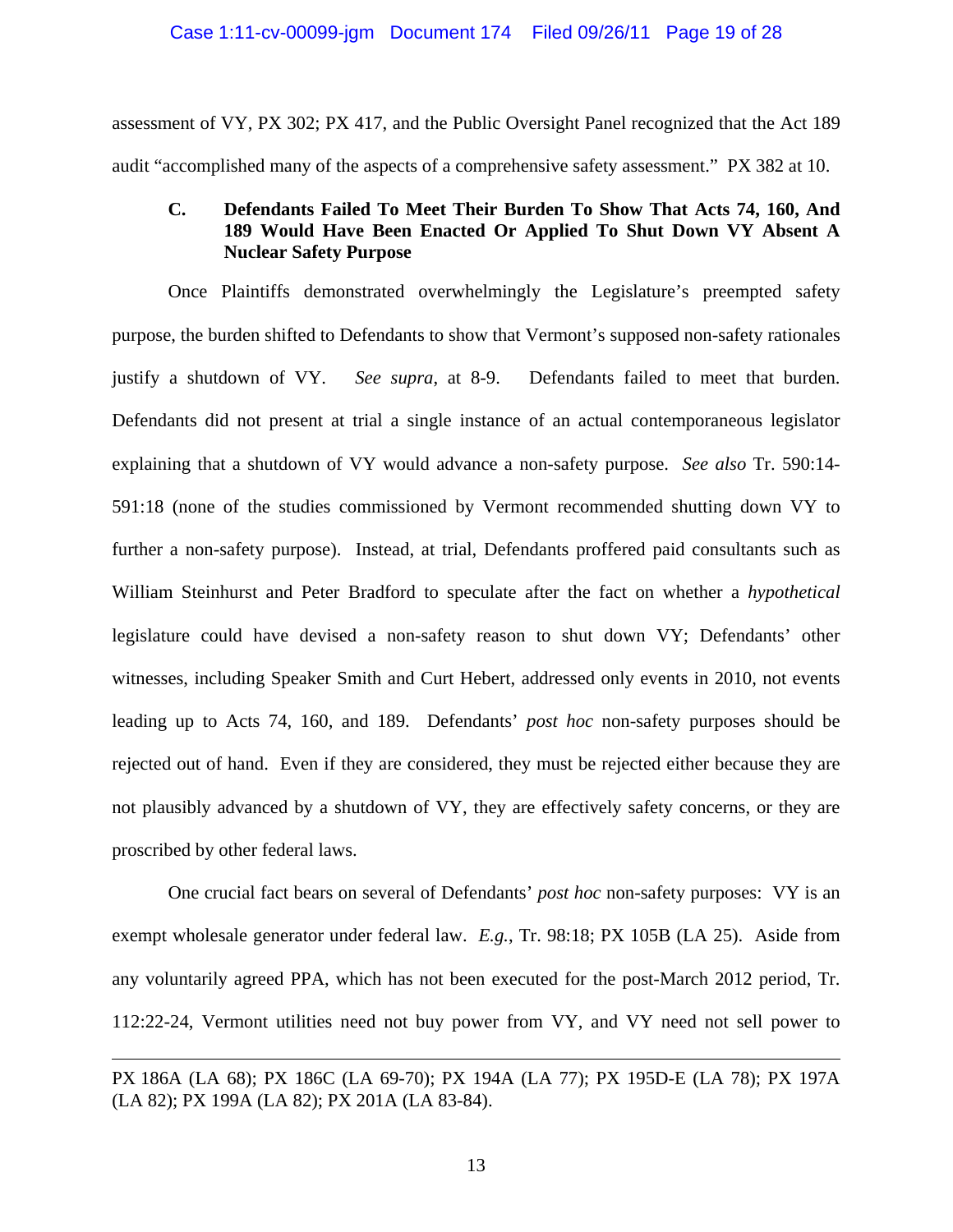assessment of VY, PX 302; PX 417, and the Public Oversight Panel recognized that the Act 189 audit "accomplished many of the aspects of a comprehensive safety assessment." PX 382 at 10.

### C. Defendants Failed To Meet Their Burden To Show That Acts 74, 160, And 189 Would Have Been Enacted Or Applied To Shut Down VY Absent A Nuclear Safety Purpose

Once Plaintiffs demonstrated overwhelmingly the Legislature's preempted safety purpose, the burden shifted to Defendants to show that Vermont's supposed non-safety rationales justify a shutdown of VY. *See supra*, at 8-9. Defendants failed to meet that burden. Defendants did not present at trial a single instance of an actual contemporaneous legislator explaining that a shutdown of VY would advance a non-safety purpose. *See also* Tr. 590:14-591:18 (none of the studies commissioned by Vermont recommended shutting down VY to further a non-safety purpose). Instead, at trial, Defendants proffered paid consultants such as William Steinhurst and Peter Bradford to speculate after the fact on whether a *hypothetical* legislature could have devised a non-safety reason to shut down VY; Defendants' other witnesses, including Speaker Smith and Curt Hebert, addressed only events in 2010, not events leading up to Acts 74, 160, and 189. Defendants' *post hoc* non-safety purposes should be rejected out of hand. Even if they are considered, they must be rejected either because they are not plausibly advanced by a shutdown of VY, they are effectively safety concerns, or they are proscribed by other federal laws.

One crucial fact bears on several of Defendants' *post hoc* non-safety purposes: VY is an exempt wholesale generator under federal law. *E.g.*, Tr. 98:18; PX 105B (LA 25). Aside from any voluntarily agreed PPA, which has not been executed for the post-March 2012 period, Tr. 112:22-24, Vermont utilities need not buy power from VY, and VY need not sell power to

---

PX 186A (LA 68); PX 186C (LA 69-70); PX 194A (LA 77); PX 195D-E (LA 78); PX 197A (LA 82); PX 199A (LA 82); PX 201A (LA 83-84).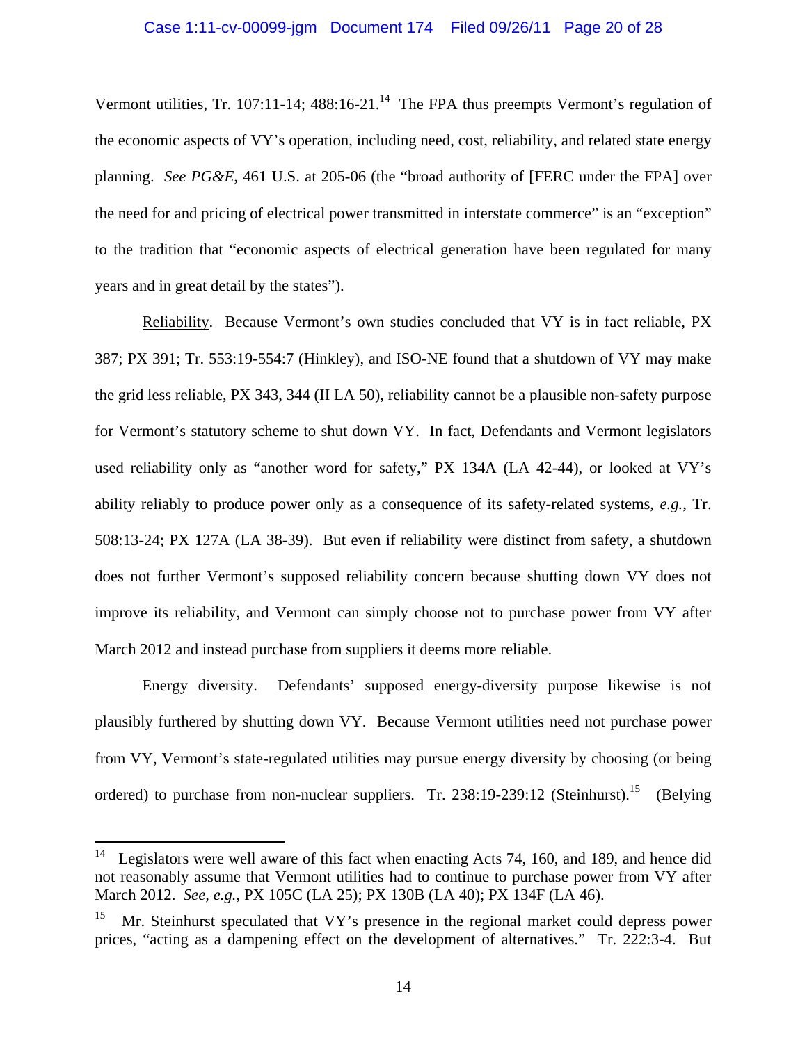Vermont utilities, Tr. 107:11-14; 488:16-21.[14] The FPA thus preempts Vermont's regulation of the economic aspects of VY's operation, including need, cost, reliability, and related state energy planning. *See PG&E*, 461 U.S. at 205-06 (the "broad authority of [FERC under the FPA] over the need for and pricing of electrical power transmitted in interstate commerce" is an "exception" to the tradition that "economic aspects of electrical generation have been regulated for many years and in great detail by the states").

Reliability. Because Vermont's own studies concluded that VY is in fact reliable, PX 387; PX 391; Tr. 553:19-554:7 (Hinkley), and ISO-NE found that a shutdown of VY may make the grid less reliable, PX 343, 344 (II LA 50), reliability cannot be a plausible non-safety purpose for Vermont's statutory scheme to shut down VY. In fact, Defendants and Vermont legislators used reliability only as "another word for safety," PX 134A (LA 42-44), or looked at VY's ability reliably to produce power only as a consequence of its safety-related systems, *e.g.*, Tr. 508:13-24; PX 127A (LA 38-39). But even if reliability were distinct from safety, a shutdown does not further Vermont's supposed reliability concern because shutting down VY does not improve its reliability, and Vermont can simply choose not to purchase power from VY after March 2012 and instead purchase from suppliers it deems more reliable.

Energy diversity. Defendants' supposed energy-diversity purpose likewise is not plausibly furthered by shutting down VY. Because Vermont utilities need not purchase power from VY, Vermont's state-regulated utilities may pursue energy diversity by choosing (or being ordered) to purchase from non-nuclear suppliers. Tr. 238:19-239:12 (Steinhurst).[15] (Belying

---

[14] Legislators were well aware of this fact when enacting Acts 74, 160, and 189, and hence did not reasonably assume that Vermont utilities had to continue to purchase power from VY after March 2012. *See, e.g.*, PX 105C (LA 25); PX 130B (LA 40); PX 134F (LA 46).

[15] Mr. Steinhurst speculated that VY's presence in the regional market could depress power prices, "acting as a dampening effect on the development of alternatives." Tr. 222:3-4. But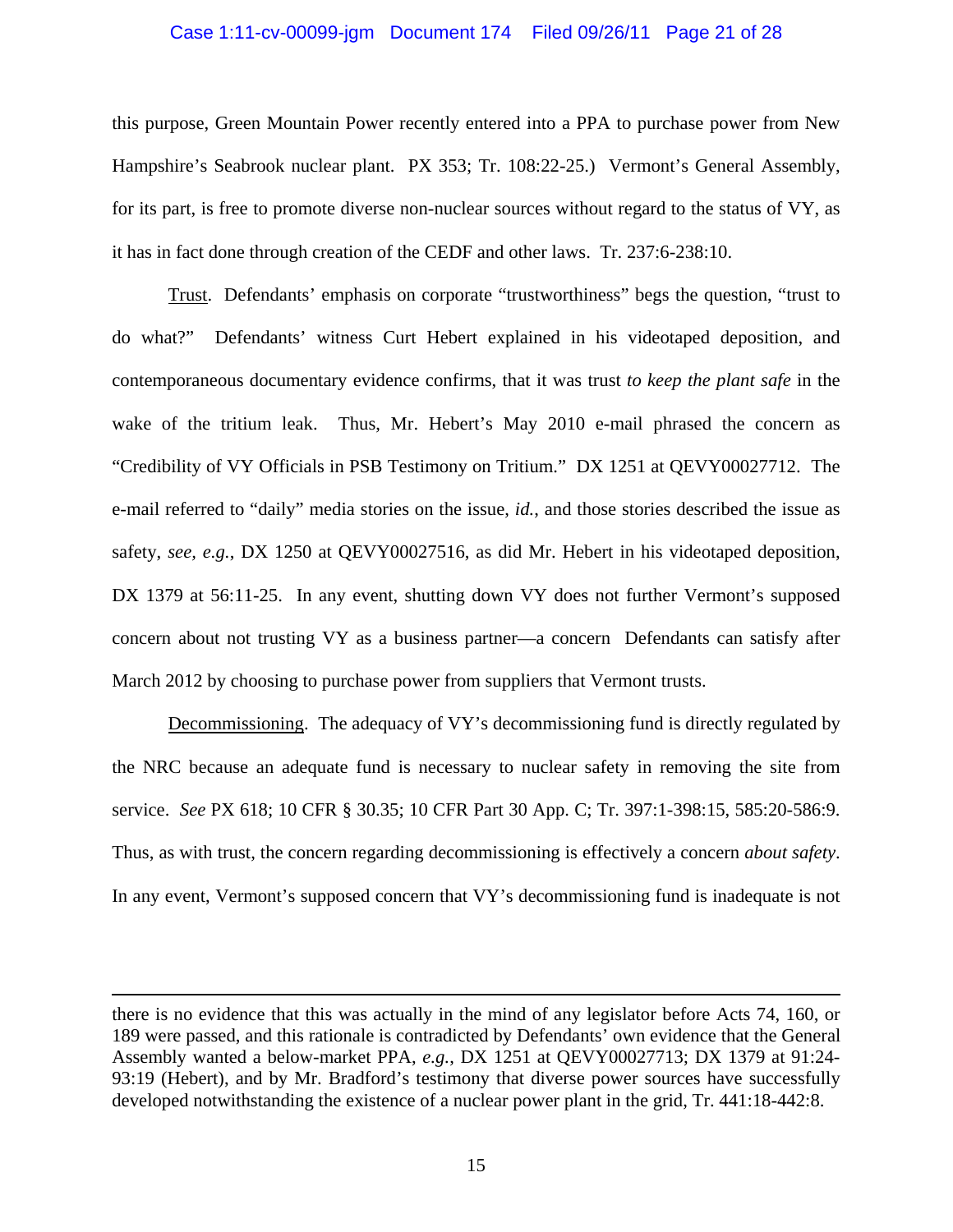this purpose, Green Mountain Power recently entered into a PPA to purchase power from New Hampshire's Seabrook nuclear plant. PX 353; Tr. 108:22-25.) Vermont's General Assembly, for its part, is free to promote diverse non-nuclear sources without regard to the status of VY, as it has in fact done through creation of the CEDF and other laws. Tr. 237:6-238:10.

Trust. Defendants' emphasis on corporate "trustworthiness" begs the question, "trust to do what?" Defendants' witness Curt Hebert explained in his videotaped deposition, and contemporaneous documentary evidence confirms, that it was trust *to keep the plant safe* in the wake of the tritium leak. Thus, Mr. Hebert's May 2010 e-mail phrased the concern as "Credibility of VY Officials in PSB Testimony on Tritium." DX 1251 at QEVY00027712. The e-mail referred to "daily" media stories on the issue, *id.*, and those stories described the issue as safety, *see, e.g.*, DX 1250 at QEVY00027516, as did Mr. Hebert in his videotaped deposition, DX 1379 at 56:11-25. In any event, shutting down VY does not further Vermont's supposed concern about not trusting VY as a business partner—a concern Defendants can satisfy after March 2012 by choosing to purchase power from suppliers that Vermont trusts.

Decommissioning. The adequacy of VY's decommissioning fund is directly regulated by the NRC because an adequate fund is necessary to nuclear safety in removing the site from service. *See* PX 618; 10 CFR § 30.35; 10 CFR Part 30 App. C; Tr. 397:1-398:15, 585:20-586:9. Thus, as with trust, the concern regarding decommissioning is effectively a concern *about safety*. In any event, Vermont's supposed concern that VY's decommissioning fund is inadequate is not

---

there is no evidence that this was actually in the mind of any legislator before Acts 74, 160, or 189 were passed, and this rationale is contradicted by Defendants' own evidence that the General Assembly wanted a below-market PPA, *e.g.*, DX 1251 at QEVY00027713; DX 1379 at 91:24-93:19 (Hebert), and by Mr. Bradford's testimony that diverse power sources have successfully developed notwithstanding the existence of a nuclear power plant in the grid, Tr. 441:18-442:8.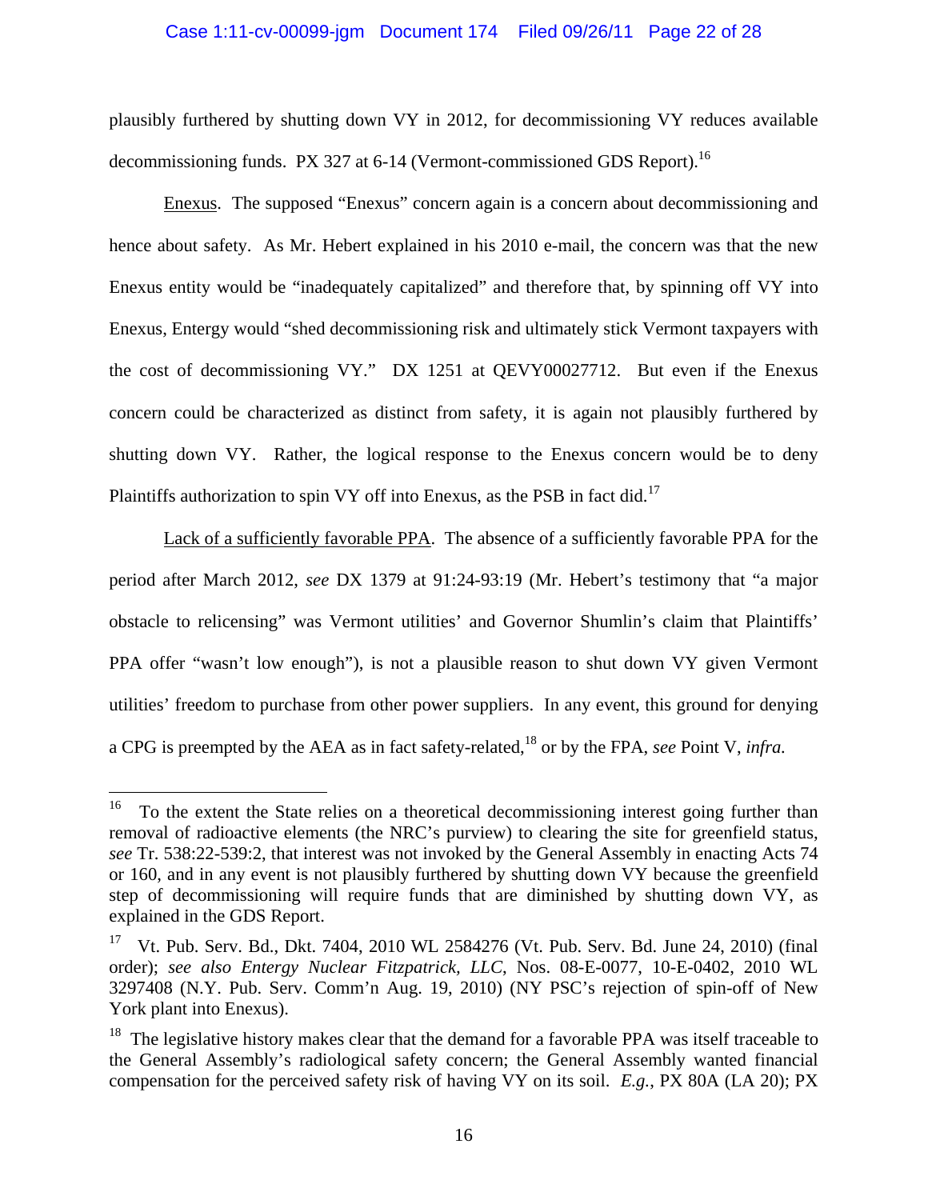plausibly furthered by shutting down VY in 2012, for decommissioning VY reduces available decommissioning funds. PX 327 at 6-14 (Vermont-commissioned GDS Report).[16]

Enexus. The supposed "Enexus" concern again is a concern about decommissioning and hence about safety. As Mr. Hebert explained in his 2010 e-mail, the concern was that the new Enexus entity would be "inadequately capitalized" and therefore that, by spinning off VY into Enexus, Entergy would "shed decommissioning risk and ultimately stick Vermont taxpayers with the cost of decommissioning VY." DX 1251 at QEVY00027712. But even if the Enexus concern could be characterized as distinct from safety, it is again not plausibly furthered by shutting down VY. Rather, the logical response to the Enexus concern would be to deny Plaintiffs authorization to spin VY off into Enexus, as the PSB in fact did.[17]

Lack of a sufficiently favorable PPA. The absence of a sufficiently favorable PPA for the period after March 2012, *see* DX 1379 at 91:24-93:19 (Mr. Hebert's testimony that "a major obstacle to relicensing" was Vermont utilities' and Governor Shumlin's claim that Plaintiffs' PPA offer "wasn't low enough"), is not a plausible reason to shut down VY given Vermont utilities' freedom to purchase from other power suppliers. In any event, this ground for denying a CPG is preempted by the AEA as in fact safety-related,[18] or by the FPA, *see* Point V, *infra*.

---

[16] To the extent the State relies on a theoretical decommissioning interest going further than removal of radioactive elements (the NRC's purview) to clearing the site for greenfield status, *see* Tr. 538:22-539:2, that interest was not invoked by the General Assembly in enacting Acts 74 or 160, and in any event is not plausibly furthered by shutting down VY because the greenfield step of decommissioning will require funds that are diminished by shutting down VY, as explained in the GDS Report.

[17] Vt. Pub. Serv. Bd., Dkt. 7404, 2010 WL 2584276 (Vt. Pub. Serv. Bd. June 24, 2010) (final order); *see also Entergy Nuclear Fitzpatrick, LLC*, Nos. 08-E-0077, 10-E-0402, 2010 WL 3297408 (N.Y. Pub. Serv. Comm'n Aug. 19, 2010) (NY PSC's rejection of spin-off of New York plant into Enexus).

[18] The legislative history makes clear that the demand for a favorable PPA was itself traceable to the General Assembly's radiological safety concern; the General Assembly wanted financial compensation for the perceived safety risk of having VY on its soil. *E.g.*, PX 80A (LA 20); PX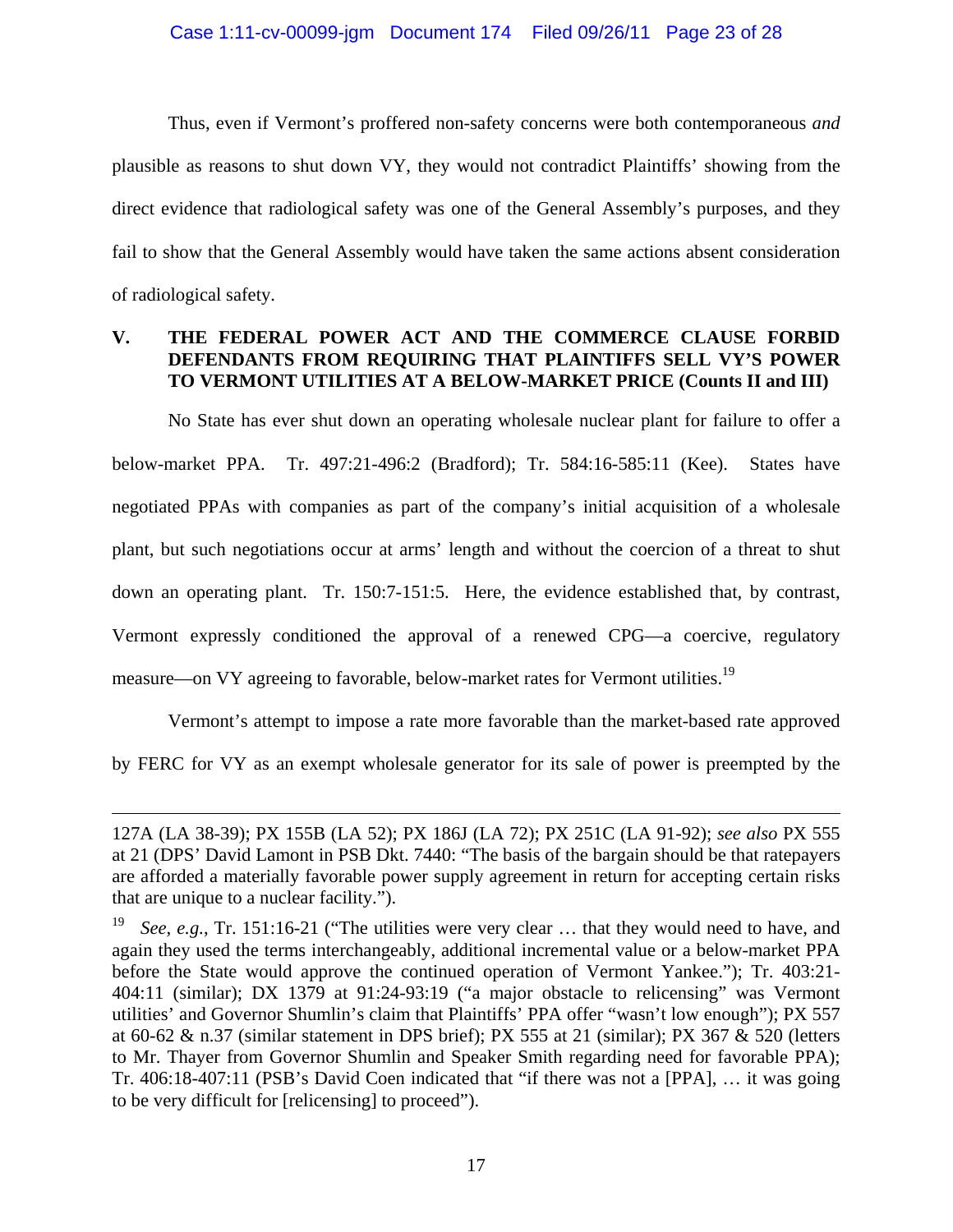Thus, even if Vermont's proffered non-safety concerns were both contemporaneous *and* plausible as reasons to shut down VY, they would not contradict Plaintiffs' showing from the direct evidence that radiological safety was one of the General Assembly's purposes, and they fail to show that the General Assembly would have taken the same actions absent consideration of radiological safety.

## V. THE FEDERAL POWER ACT AND THE COMMERCE CLAUSE FORBID DEFENDANTS FROM REQUIRING THAT PLAINTIFFS SELL VY'S POWER TO VERMONT UTILITIES AT A BELOW-MARKET PRICE (Counts II and III)

No State has ever shut down an operating wholesale nuclear plant for failure to offer a below-market PPA. Tr. 497:21-496:2 (Bradford); Tr. 584:16-585:11 (Kee). States have negotiated PPAs with companies as part of the company's initial acquisition of a wholesale plant, but such negotiations occur at arms' length and without the coercion of a threat to shut down an operating plant. Tr. 150:7-151:5. Here, the evidence established that, by contrast, Vermont expressly conditioned the approval of a renewed CPG—a coercive, regulatory measure—on VY agreeing to favorable, below-market rates for Vermont utilities.[19]

Vermont's attempt to impose a rate more favorable than the market-based rate approved by FERC for VY as an exempt wholesale generator for its sale of power is preempted by the

---

127A (LA 38-39); PX 155B (LA 52); PX 186J (LA 72); PX 251C (LA 91-92); *see also* PX 555 at 21 (DPS' David Lamont in PSB Dkt. 7440: "The basis of the bargain should be that ratepayers are afforded a materially favorable power supply agreement in return for accepting certain risks that are unique to a nuclear facility.").

[19] *See, e.g.*, Tr. 151:16-21 ("The utilities were very clear … that they would need to have, and again they used the terms interchangeably, additional incremental value or a below-market PPA before the State would approve the continued operation of Vermont Yankee."); Tr. 403:21-404:11 (similar); DX 1379 at 91:24-93:19 ("a major obstacle to relicensing" was Vermont utilities' and Governor Shumlin's claim that Plaintiffs' PPA offer "wasn't low enough"); PX 557 at 60-62 & n.37 (similar statement in DPS brief); PX 555 at 21 (similar); PX 367 & 520 (letters to Mr. Thayer from Governor Shumlin and Speaker Smith regarding need for favorable PPA); Tr. 406:18-407:11 (PSB's David Coen indicated that "if there was not a [PPA], … it was going to be very difficult for [relicensing] to proceed").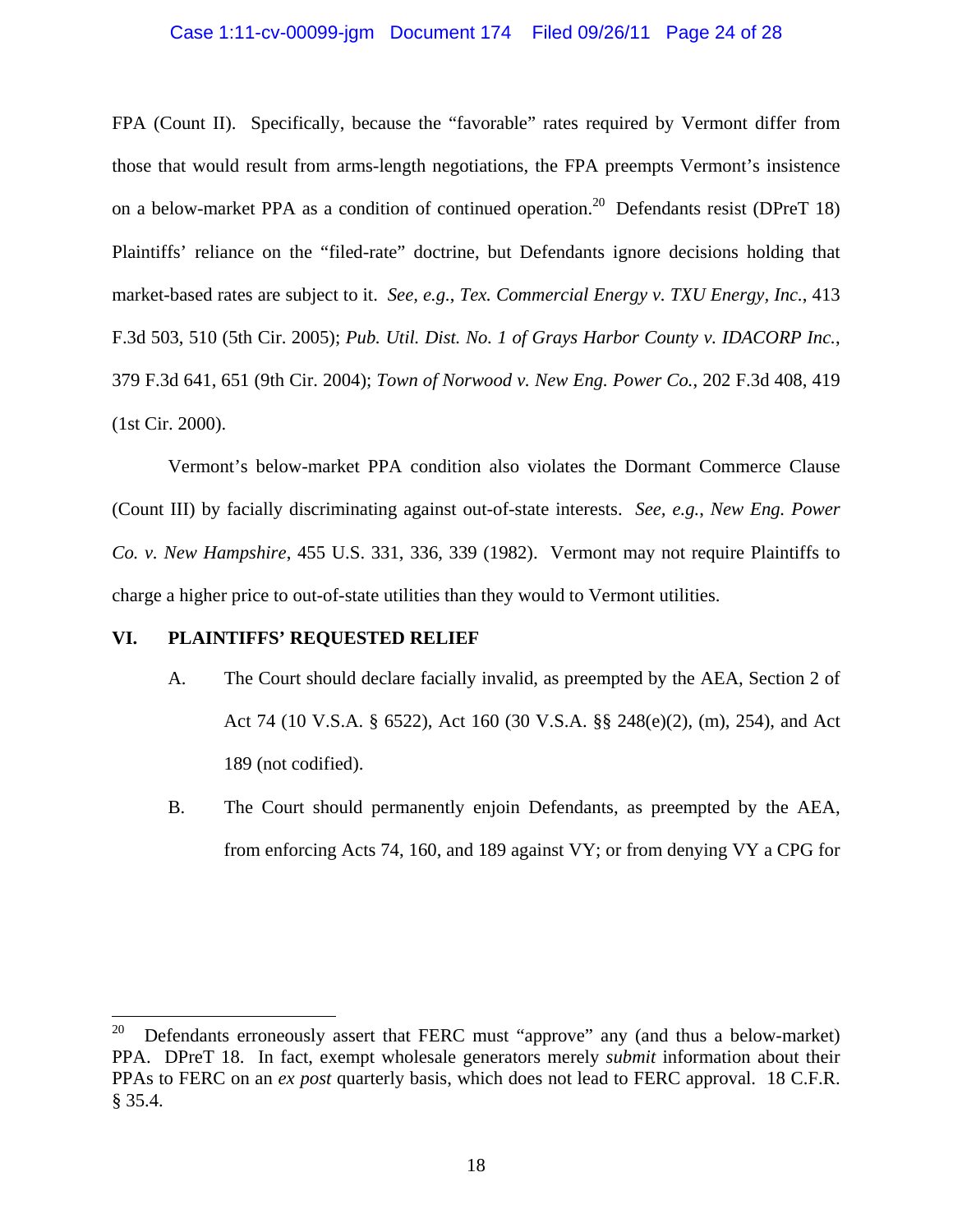FPA (Count II). Specifically, because the "favorable" rates required by Vermont differ from those that would result from arms-length negotiations, the FPA preempts Vermont's insistence on a below-market PPA as a condition of continued operation.[20] Defendants resist (DPreT 18) Plaintiffs' reliance on the "filed-rate" doctrine, but Defendants ignore decisions holding that market-based rates are subject to it. *See, e.g.*, *Tex. Commercial Energy v. TXU Energy, Inc.*, 413 F.3d 503, 510 (5th Cir. 2005); *Pub. Util. Dist. No. 1 of Grays Harbor County v. IDACORP Inc.*, 379 F.3d 641, 651 (9th Cir. 2004); *Town of Norwood v. New Eng. Power Co.*, 202 F.3d 408, 419 (1st Cir. 2000).

Vermont's below-market PPA condition also violates the Dormant Commerce Clause (Count III) by facially discriminating against out-of-state interests. *See, e.g.*, *New Eng. Power Co. v. New Hampshire*, 455 U.S. 331, 336, 339 (1982). Vermont may not require Plaintiffs to charge a higher price to out-of-state utilities than they would to Vermont utilities.

## VI. PLAINTIFFS' REQUESTED RELIEF

A. The Court should declare facially invalid, as preempted by the AEA, Section 2 of Act 74 (10 V.S.A. § 6522), Act 160 (30 V.S.A. §§ 248(e)(2), (m), 254), and Act 189 (not codified).

B. The Court should permanently enjoin Defendants, as preempted by the AEA, from enforcing Acts 74, 160, and 189 against VY; or from denying VY a CPG for

---

[20] Defendants erroneously assert that FERC must "approve" any (and thus a below-market) PPA. DPreT 18. In fact, exempt wholesale generators merely *submit* information about their PPAs to FERC on an *ex post* quarterly basis, which does not lead to FERC approval. 18 C.F.R. § 35.4.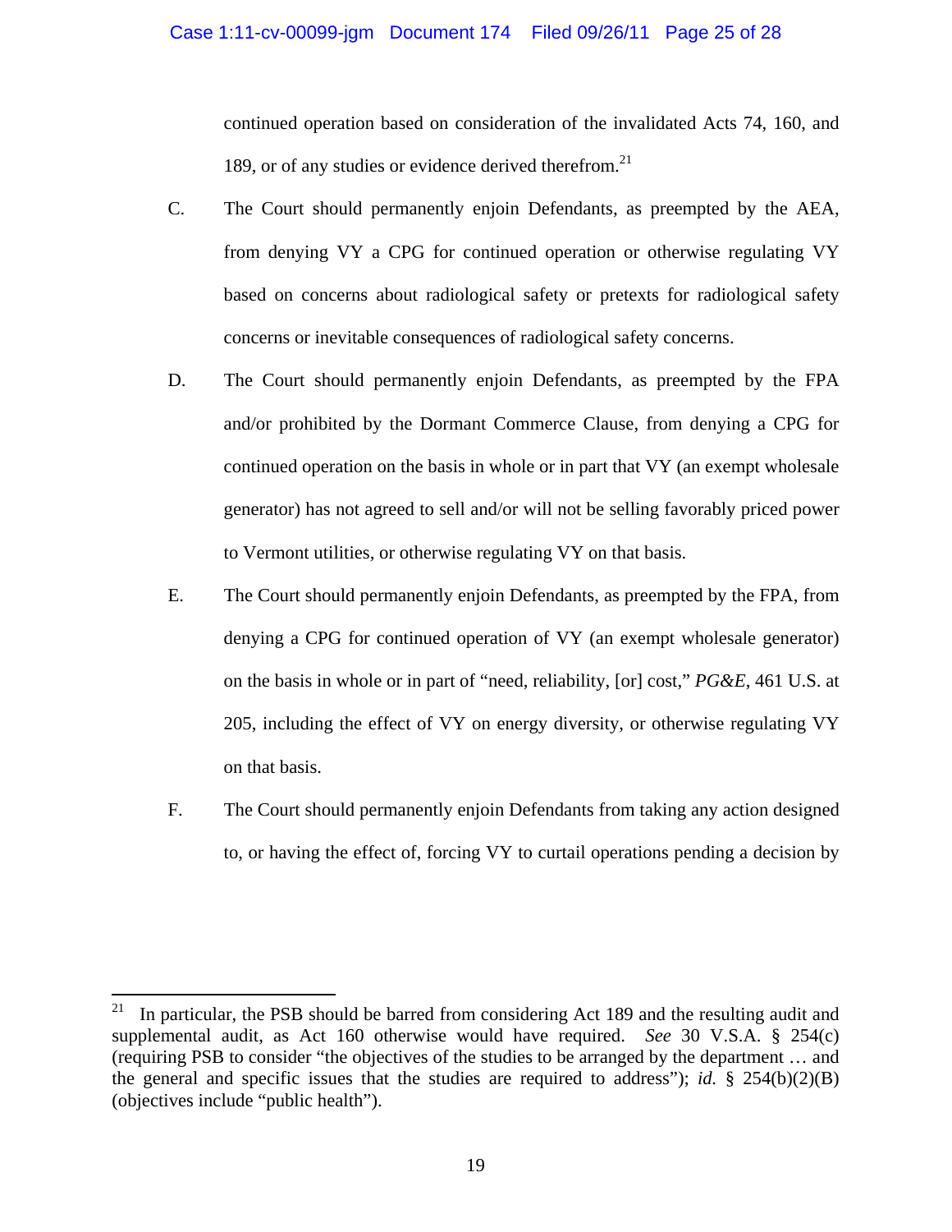continued operation based on consideration of the invalidated Acts 74, 160, and 189, or of any studies or evidence derived therefrom.[21]

C. The Court should permanently enjoin Defendants, as preempted by the AEA, from denying VY a CPG for continued operation or otherwise regulating VY based on concerns about radiological safety or pretexts for radiological safety concerns or inevitable consequences of radiological safety concerns.

D. The Court should permanently enjoin Defendants, as preempted by the FPA and/or prohibited by the Dormant Commerce Clause, from denying a CPG for continued operation on the basis in whole or in part that VY (an exempt wholesale generator) has not agreed to sell and/or will not be selling favorably priced power to Vermont utilities, or otherwise regulating VY on that basis.

E. The Court should permanently enjoin Defendants, as preempted by the FPA, from denying a CPG for continued operation of VY (an exempt wholesale generator) on the basis in whole or in part of "need, reliability, [or] cost," *PG&E*, 461 U.S. at 205, including the effect of VY on energy diversity, or otherwise regulating VY on that basis.

F. The Court should permanently enjoin Defendants from taking any action designed to, or having the effect of, forcing VY to curtail operations pending a decision by

---

[21] In particular, the PSB should be barred from considering Act 189 and the resulting audit and supplemental audit, as Act 160 otherwise would have required. *See* 30 V.S.A. § 254(c) (requiring PSB to consider "the objectives of the studies to be arranged by the department … and the general and specific issues that the studies are required to address"); *id.* § 254(b)(2)(B) (objectives include "public health").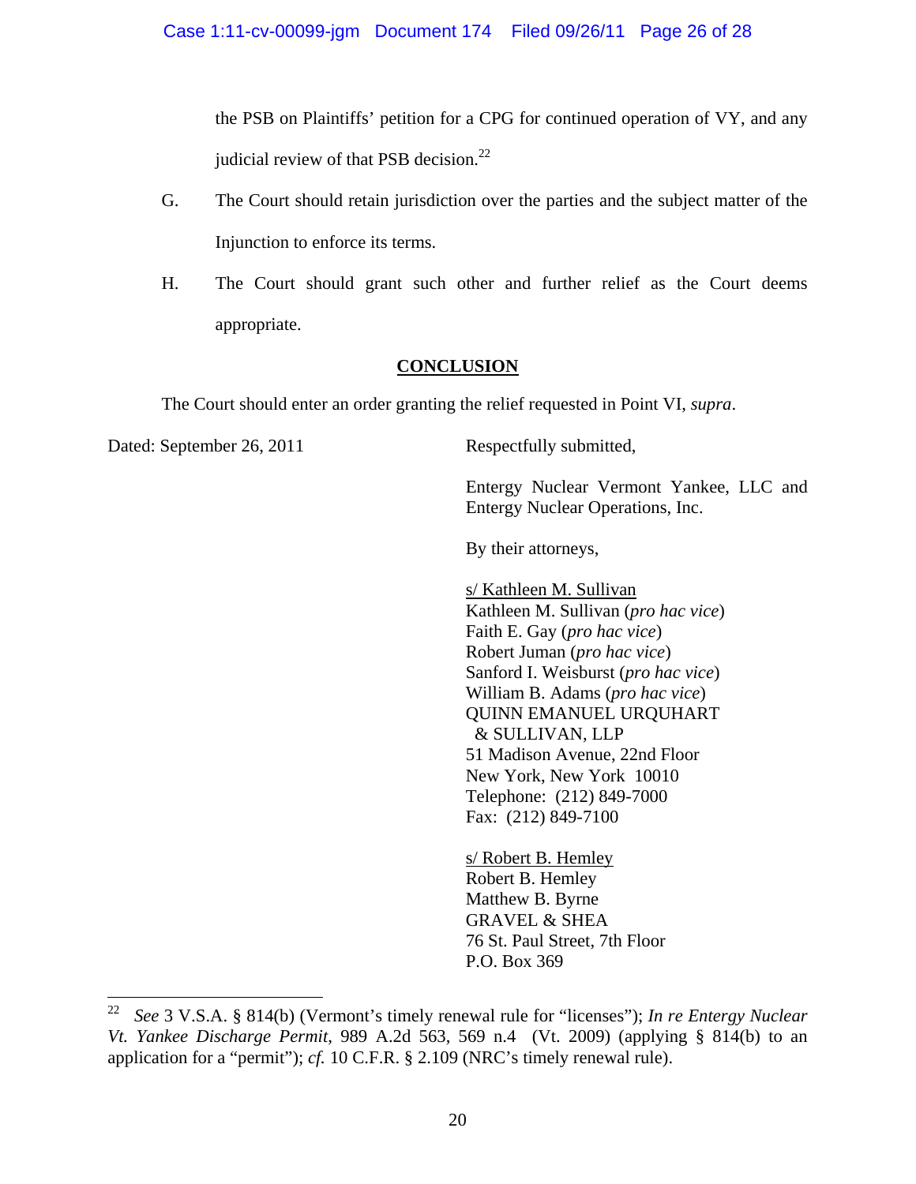the PSB on Plaintiffs' petition for a CPG for continued operation of VY, and any judicial review of that PSB decision.[22]

G. The Court should retain jurisdiction over the parties and the subject matter of the Injunction to enforce its terms.

H. The Court should grant such other and further relief as the Court deems appropriate.

## CONCLUSION

The Court should enter an order granting the relief requested in Point VI, *supra*.

Dated: September 26, 2011

Respectfully submitted,

Entergy Nuclear Vermont Yankee, LLC and Entergy Nuclear Operations, Inc.

By their attorneys,

s/ Kathleen M. Sullivan
Kathleen M. Sullivan (*pro hac vice*)
Faith E. Gay (*pro hac vice*)
Robert Juman (*pro hac vice*)
Sanford I. Weisburst (*pro hac vice*)
William B. Adams (*pro hac vice*)
QUINN EMANUEL URQUHART & SULLIVAN, LLP
51 Madison Avenue, 22nd Floor
New York, New York 10010
Telephone: (212) 849-7000
Fax: (212) 849-7100

s/ Robert B. Hemley
Robert B. Hemley
Matthew B. Byrne
GRAVEL & SHEA
76 St. Paul Street, 7th Floor
P.O. Box 369

---

[22] *See* 3 V.S.A. § 814(b) (Vermont's timely renewal rule for "licenses"); *In re Entergy Nuclear Vt. Yankee Discharge Permit*, 989 A.2d 563, 569 n.4 (Vt. 2009) (applying § 814(b) to an application for a "permit"); *cf.* 10 C.F.R. § 2.109 (NRC's timely renewal rule).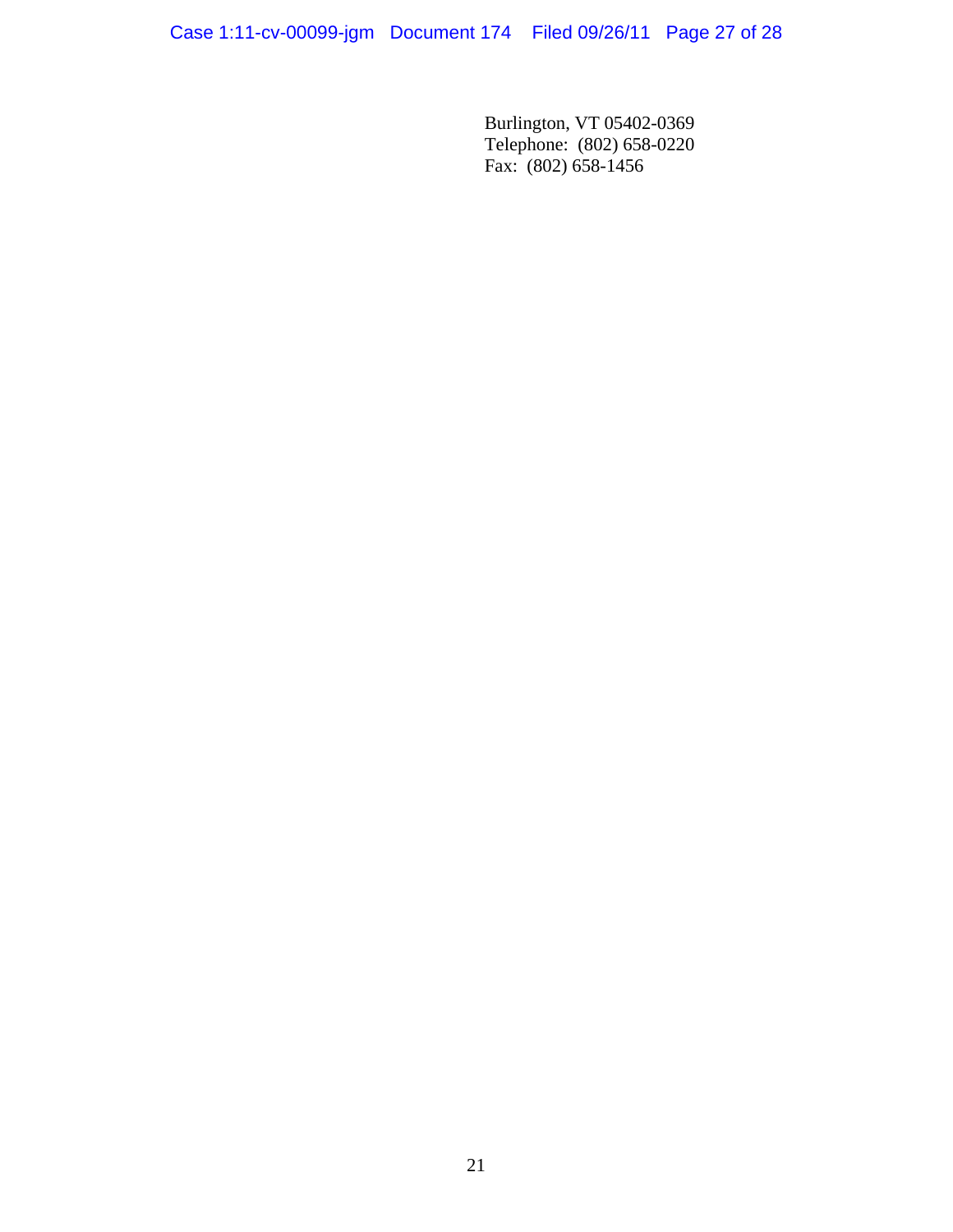Burlington, VT 05402-0369
Telephone: (802) 658-0220
Fax: (802) 658-1456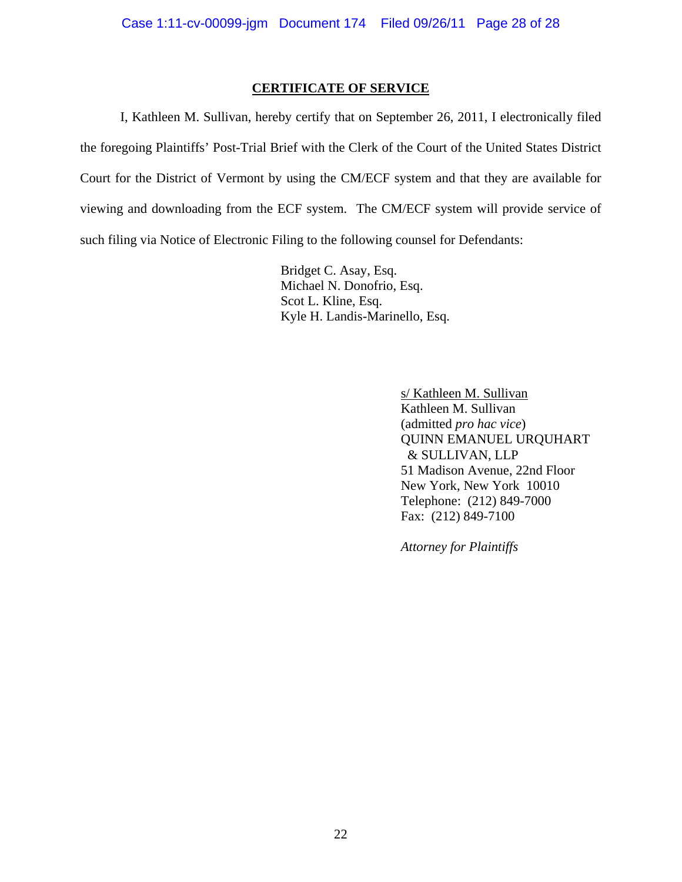## CERTIFICATE OF SERVICE

I, Kathleen M. Sullivan, hereby certify that on September 26, 2011, I electronically filed the foregoing Plaintiffs' Post-Trial Brief with the Clerk of the Court of the United States District Court for the District of Vermont by using the CM/ECF system and that they are available for viewing and downloading from the ECF system. The CM/ECF system will provide service of such filing via Notice of Electronic Filing to the following counsel for Defendants:

Bridget C. Asay, Esq.
Michael N. Donofrio, Esq.
Scot L. Kline, Esq.
Kyle H. Landis-Marinello, Esq.

s/ Kathleen M. Sullivan
Kathleen M. Sullivan
(admitted *pro hac vice*)
QUINN EMANUEL URQUHART
& SULLIVAN, LLP
51 Madison Avenue, 22nd Floor
New York, New York 10010
Telephone: (212) 849-7000
Fax: (212) 849-7100

*Attorney for Plaintiffs*